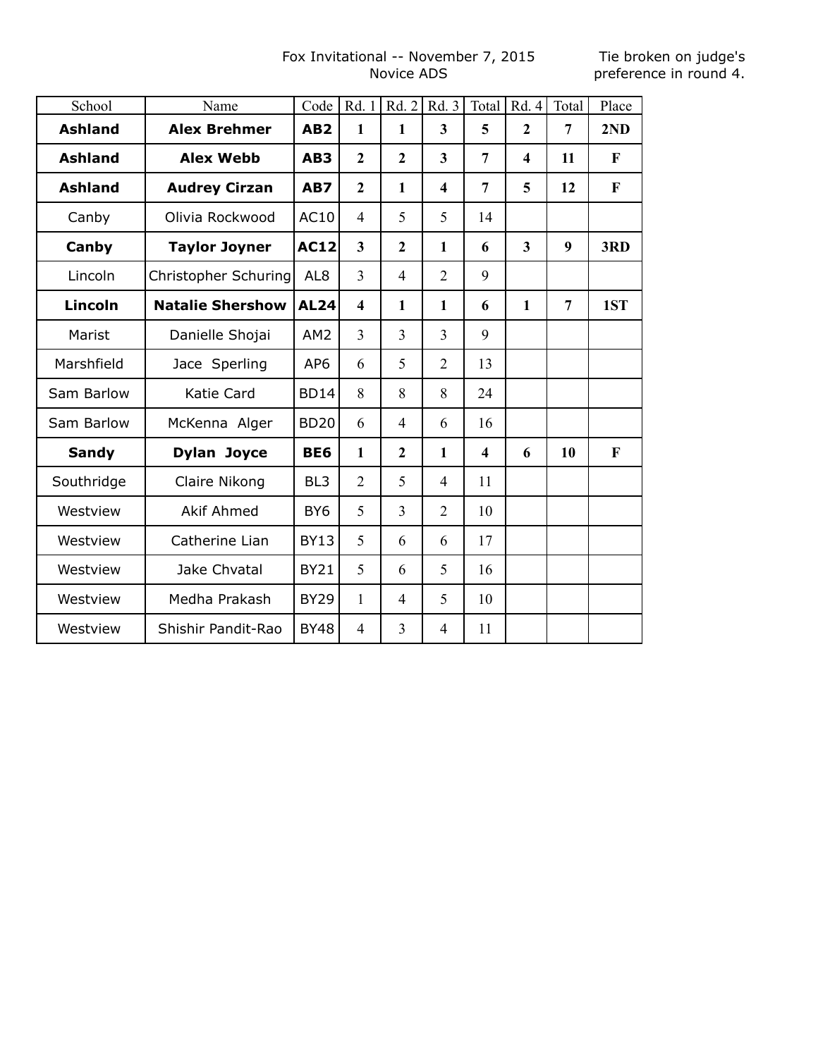Fox Invitational -- November 7, 2015
Novice ADS

Tie broken on judge's preference in round 4.

| School | Name | Code | Rd. 1 | Rd. 2 | Rd. 3 | Total | Rd. 4 | Total | Place |
|---|---|---|---|---|---|---|---|---|---|
| **Ashland** | **Alex Brehmer** | **AB2** | **1** | **1** | **3** | **5** | **2** | **7** | **2ND** |
| **Ashland** | **Alex Webb** | **AB3** | **2** | **2** | **3** | **7** | **4** | **11** | **F** |
| **Ashland** | **Audrey Cirzan** | **AB7** | **2** | **1** | **4** | **7** | **5** | **12** | **F** |
| Canby | Olivia Rockwood | AC10 | 4 | 5 | 5 | 14 | | | |
| **Canby** | **Taylor Joyner** | **AC12** | **3** | **2** | **1** | **6** | **3** | **9** | **3RD** |
| Lincoln | Christopher Schuring | AL8 | 3 | 4 | 2 | 9 | | | |
| **Lincoln** | **Natalie Shershow** | **AL24** | **4** | **1** | **1** | **6** | **1** | **7** | **1ST** |
| Marist | Danielle Shojai | AM2 | 3 | 3 | 3 | 9 | | | |
| Marshfield | Jace Sperling | AP6 | 6 | 5 | 2 | 13 | | | |
| Sam Barlow | Katie Card | BD14 | 8 | 8 | 8 | 24 | | | |
| Sam Barlow | McKenna Alger | BD20 | 6 | 4 | 6 | 16 | | | |
| **Sandy** | **Dylan Joyce** | **BE6** | **1** | **2** | **1** | **4** | **6** | **10** | **F** |
| Southridge | Claire Nikong | BL3 | 2 | 5 | 4 | 11 | | | |
| Westview | Akif Ahmed | BY6 | 5 | 3 | 2 | 10 | | | |
| Westview | Catherine Lian | BY13 | 5 | 6 | 6 | 17 | | | |
| Westview | Jake Chvatal | BY21 | 5 | 6 | 5 | 16 | | | |
| Westview | Medha Prakash | BY29 | 1 | 4 | 5 | 10 | | | |
| Westview | Shishir Pandit-Rao | BY48 | 4 | 3 | 4 | 11 | | | |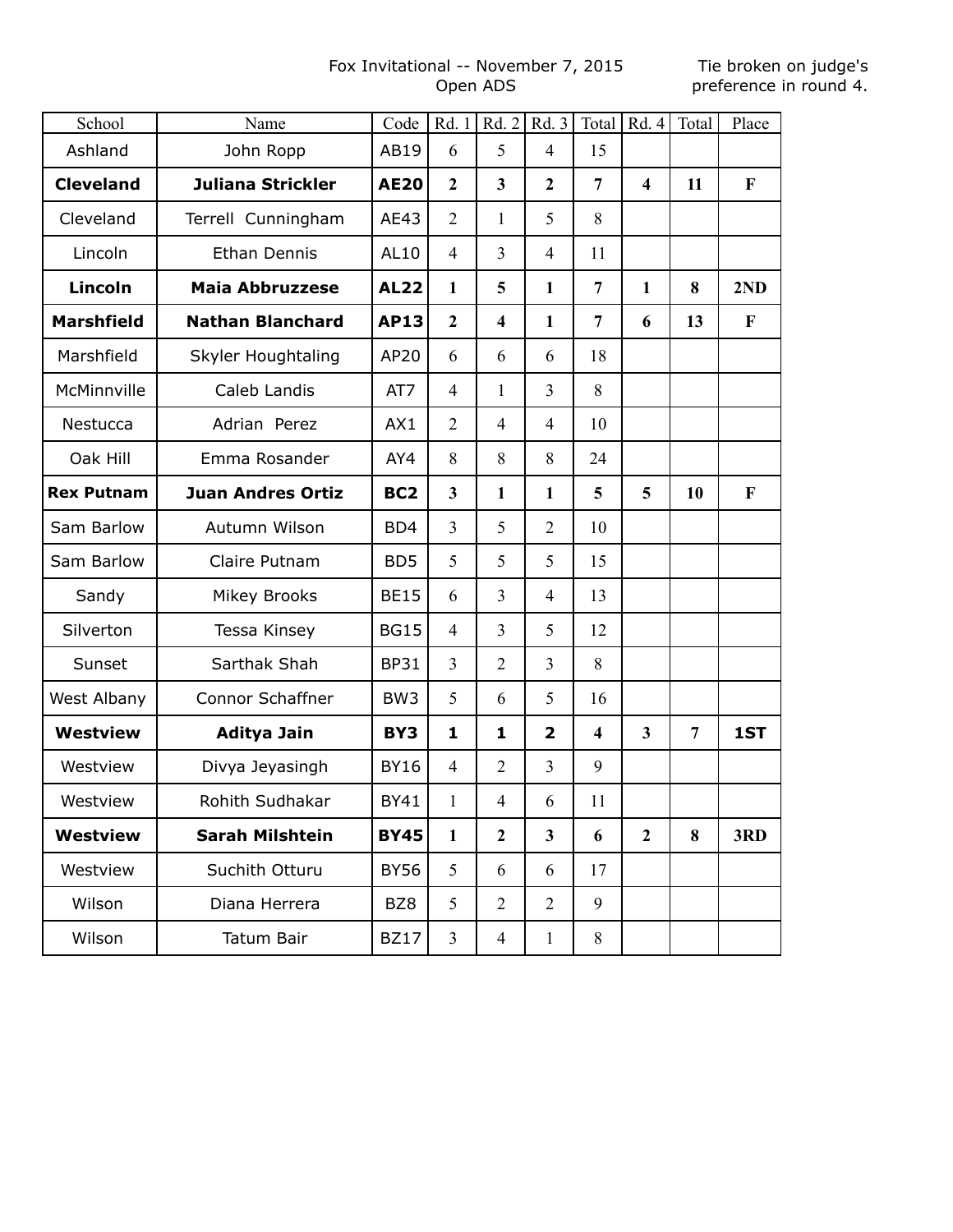Fox Invitational -- November 7, 2015
Open ADS

Tie broken on judge's preference in round 4.

| School | Name | Code | Rd. 1 | Rd. 2 | Rd. 3 | Total | Rd. 4 | Total | Place |
|---|---|---|---|---|---|---|---|---|---|
| Ashland | John Ropp | AB19 | 6 | 5 | 4 | 15 | | | |
| **Cleveland** | **Juliana Strickler** | **AE20** | **2** | **3** | **2** | **7** | **4** | **11** | **F** |
| Cleveland | Terrell Cunningham | AE43 | 2 | 1 | 5 | 8 | | | |
| Lincoln | Ethan Dennis | AL10 | 4 | 3 | 4 | 11 | | | |
| **Lincoln** | **Maia Abbruzzese** | **AL22** | **1** | **5** | **1** | **7** | **1** | **8** | **2ND** |
| **Marshfield** | **Nathan Blanchard** | **AP13** | **2** | **4** | **1** | **7** | **6** | **13** | **F** |
| Marshfield | Skyler Houghtaling | AP20 | 6 | 6 | 6 | 18 | | | |
| McMinnville | Caleb Landis | AT7 | 4 | 1 | 3 | 8 | | | |
| Nestucca | Adrian Perez | AX1 | 2 | 4 | 4 | 10 | | | |
| Oak Hill | Emma Rosander | AY4 | 8 | 8 | 8 | 24 | | | |
| **Rex Putnam** | **Juan Andres Ortiz** | **BC2** | **3** | **1** | **1** | **5** | **5** | **10** | **F** |
| Sam Barlow | Autumn Wilson | BD4 | 3 | 5 | 2 | 10 | | | |
| Sam Barlow | Claire Putnam | BD5 | 5 | 5 | 5 | 15 | | | |
| Sandy | Mikey Brooks | BE15 | 6 | 3 | 4 | 13 | | | |
| Silverton | Tessa Kinsey | BG15 | 4 | 3 | 5 | 12 | | | |
| Sunset | Sarthak Shah | BP31 | 3 | 2 | 3 | 8 | | | |
| West Albany | Connor Schaffner | BW3 | 5 | 6 | 5 | 16 | | | |
| **Westview** | **Aditya Jain** | **BY3** | **1** | **1** | **2** | **4** | **3** | **7** | **1ST** |
| Westview | Divya Jeyasingh | BY16 | 4 | 2 | 3 | 9 | | | |
| Westview | Rohith Sudhakar | BY41 | 1 | 4 | 6 | 11 | | | |
| **Westview** | **Sarah Milshtein** | **BY45** | **1** | **2** | **3** | **6** | **2** | **8** | **3RD** |
| Westview | Suchith Otturu | BY56 | 5 | 6 | 6 | 17 | | | |
| Wilson | Diana Herrera | BZ8 | 5 | 2 | 2 | 9 | | | |
| Wilson | Tatum Bair | BZ17 | 3 | 4 | 1 | 8 | | | |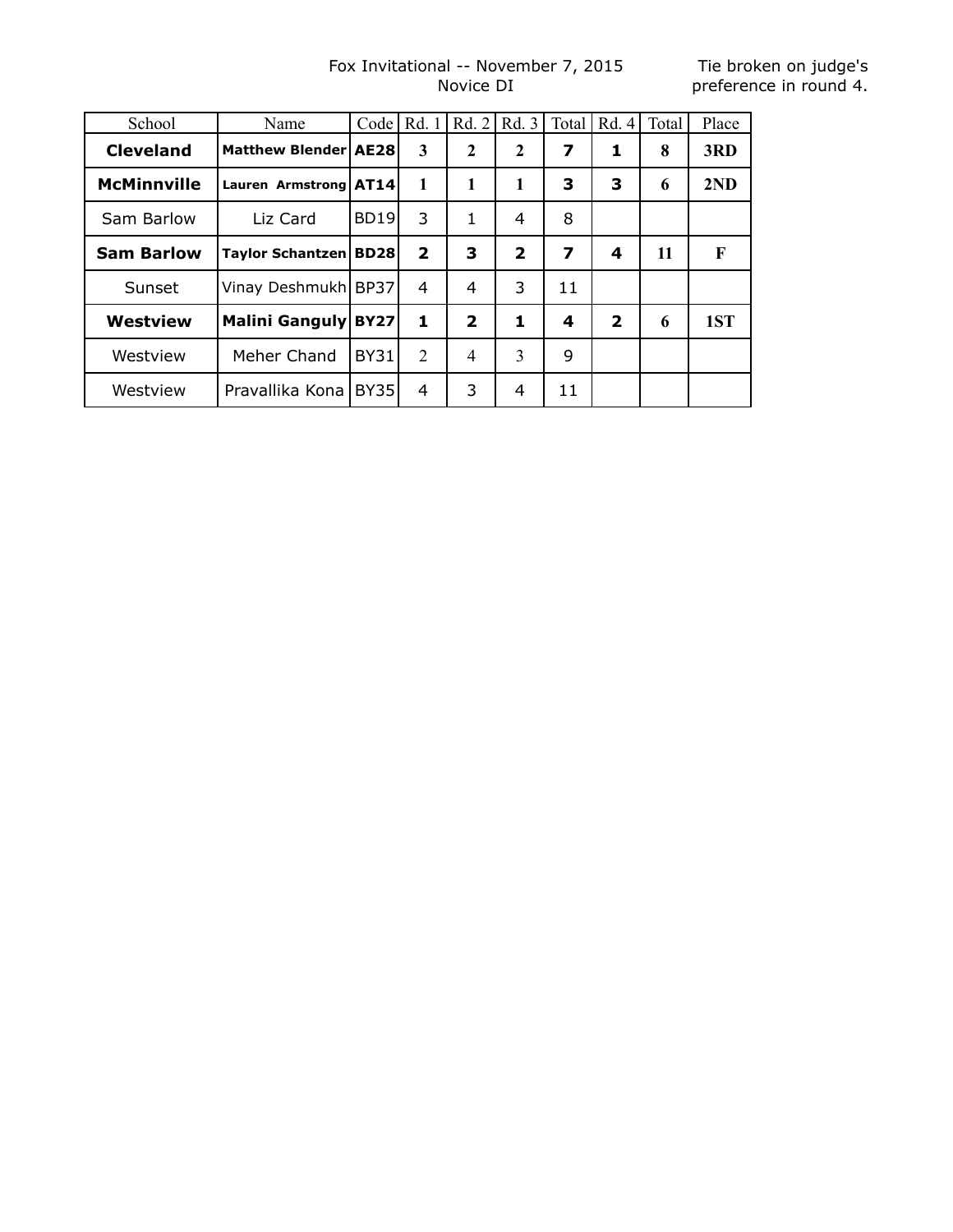Fox Invitational -- November 7, 2015
Novice DI

Tie broken on judge's preference in round 4.

| School | Name | Code | Rd. 1 | Rd. 2 | Rd. 3 | Total | Rd. 4 | Total | Place |
|---|---|---|---|---|---|---|---|---|---|
| **Cleveland** | **Matthew Blender** | **AE28** | **3** | **2** | **2** | **7** | **1** | **8** | **3RD** |
| **McMinnville** | **Lauren Armstrong** | **AT14** | **1** | **1** | **1** | **3** | **3** | **6** | **2ND** |
| Sam Barlow | Liz Card | BD19 | 3 | 1 | 4 | 8 | | | |
| **Sam Barlow** | **Taylor Schantzen** | **BD28** | **2** | **3** | **2** | **7** | **4** | **11** | **F** |
| Sunset | Vinay Deshmukh | BP37 | 4 | 4 | 3 | 11 | | | |
| **Westview** | **Malini Ganguly** | **BY27** | **1** | **2** | **1** | **4** | **2** | **6** | **1ST** |
| Westview | Meher Chand | BY31 | 2 | 4 | 3 | 9 | | | |
| Westview | Pravallika Kona | BY35 | 4 | 3 | 4 | 11 | | | |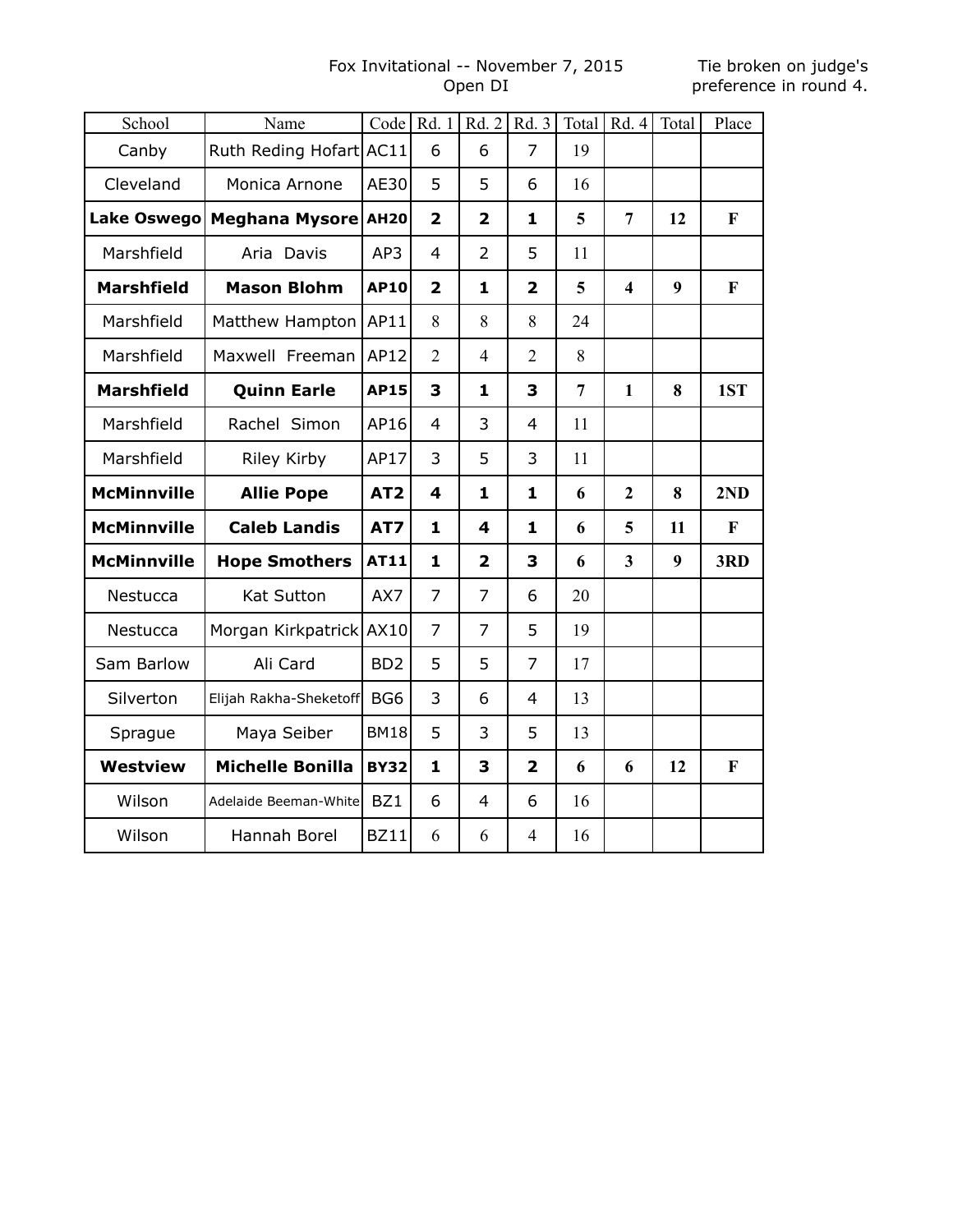Fox Invitational -- November 7, 2015
Open DI

Tie broken on judge's preference in round 4.

| School | Name | Code | Rd. 1 | Rd. 2 | Rd. 3 | Total | Rd. 4 | Total | Place |
|---|---|---|---|---|---|---|---|---|---|
| Canby | Ruth Reding Hofart | AC11 | 6 | 6 | 7 | 19 | | | |
| Cleveland | Monica Arnone | AE30 | 5 | 5 | 6 | 16 | | | |
| **Lake Oswego** | **Meghana Mysore** | **AH20** | **2** | **2** | **1** | **5** | **7** | **12** | **F** |
| Marshfield | Aria Davis | AP3 | 4 | 2 | 5 | 11 | | | |
| **Marshfield** | **Mason Blohm** | **AP10** | **2** | **1** | **2** | **5** | **4** | **9** | **F** |
| Marshfield | Matthew Hampton | AP11 | 8 | 8 | 8 | 24 | | | |
| Marshfield | Maxwell Freeman | AP12 | 2 | 4 | 2 | 8 | | | |
| **Marshfield** | **Quinn Earle** | **AP15** | **3** | **1** | **3** | **7** | **1** | **8** | **1ST** |
| Marshfield | Rachel Simon | AP16 | 4 | 3 | 4 | 11 | | | |
| Marshfield | Riley Kirby | AP17 | 3 | 5 | 3 | 11 | | | |
| **McMinnville** | **Allie Pope** | **AT2** | **4** | **1** | **1** | **6** | **2** | **8** | **2ND** |
| **McMinnville** | **Caleb Landis** | **AT7** | **1** | **4** | **1** | **6** | **5** | **11** | **F** |
| **McMinnville** | **Hope Smothers** | **AT11** | **1** | **2** | **3** | **6** | **3** | **9** | **3RD** |
| Nestucca | Kat Sutton | AX7 | 7 | 7 | 6 | 20 | | | |
| Nestucca | Morgan Kirkpatrick | AX10 | 7 | 7 | 5 | 19 | | | |
| Sam Barlow | Ali Card | BD2 | 5 | 5 | 7 | 17 | | | |
| Silverton | Elijah Rakha-Sheketoff | BG6 | 3 | 6 | 4 | 13 | | | |
| Sprague | Maya Seiber | BM18 | 5 | 3 | 5 | 13 | | | |
| **Westview** | **Michelle Bonilla** | **BY32** | **1** | **3** | **2** | **6** | **6** | **12** | **F** |
| Wilson | Adelaide Beeman-White | BZ1 | 6 | 4 | 6 | 16 | | | |
| Wilson | Hannah Borel | BZ11 | 6 | 6 | 4 | 16 | | | |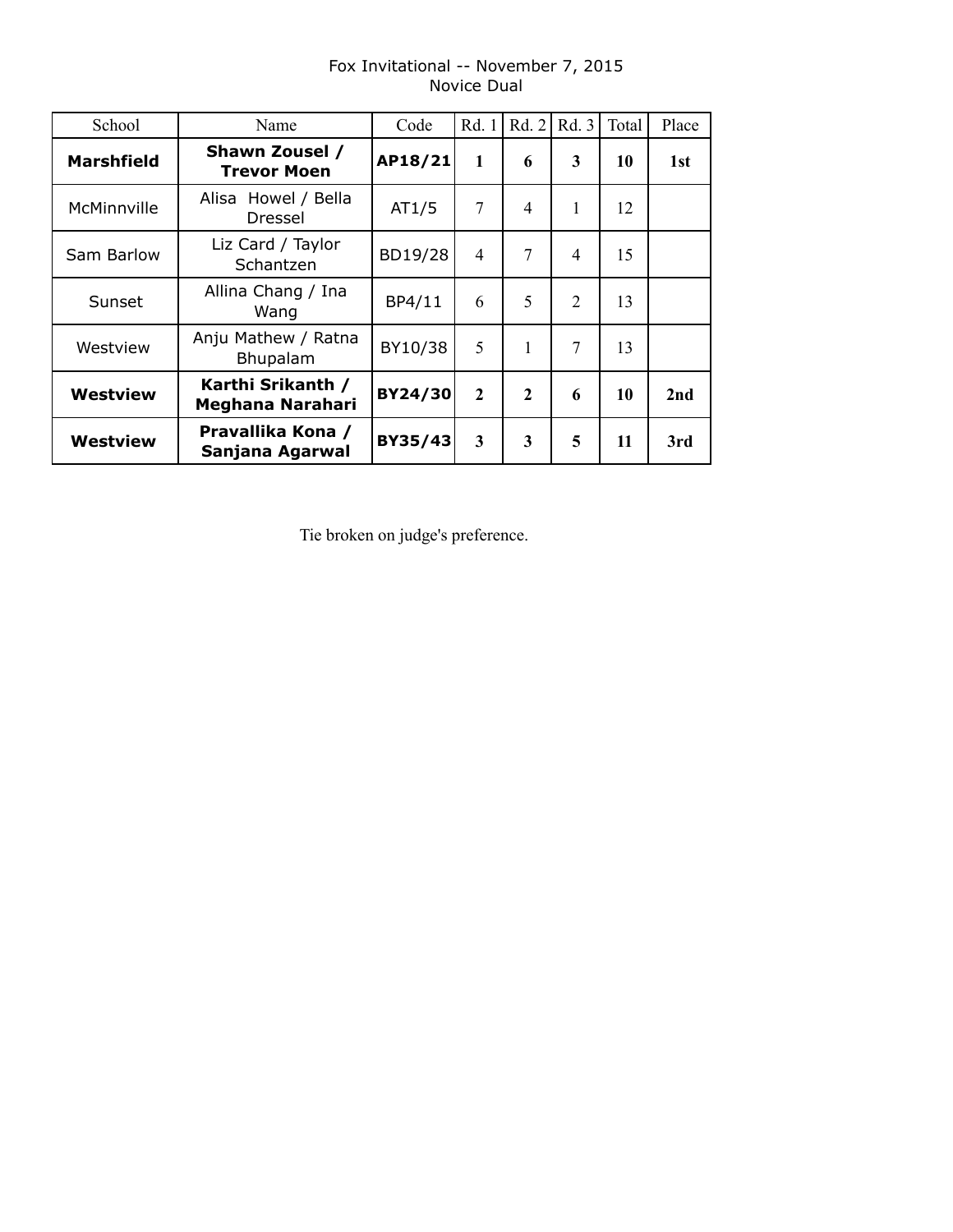# Fox Invitational -- November 7, 2015

## Novice Dual

| School | Name | Code | Rd. 1 | Rd. 2 | Rd. 3 | Total | Place |
|---|---|---|---|---|---|---|---|
| **Marshfield** | **Shawn Zousel / Trevor Moen** | **AP18/21** | **1** | **6** | **3** | **10** | **1st** |
| McMinnville | Alisa Howel / Bella Dressel | AT1/5 | 7 | 4 | 1 | 12 | |
| Sam Barlow | Liz Card / Taylor Schantzen | BD19/28 | 4 | 7 | 4 | 15 | |
| Sunset | Allina Chang / Ina Wang | BP4/11 | 6 | 5 | 2 | 13 | |
| Westview | Anju Mathew / Ratna Bhupalam | BY10/38 | 5 | 1 | 7 | 13 | |
| **Westview** | **Karthi Srikanth / Meghana Narahari** | **BY24/30** | **2** | **2** | **6** | **10** | **2nd** |
| **Westview** | **Pravallika Kona / Sanjana Agarwal** | **BY35/43** | **3** | **3** | **5** | **11** | **3rd** |

Tie broken on judge's preference.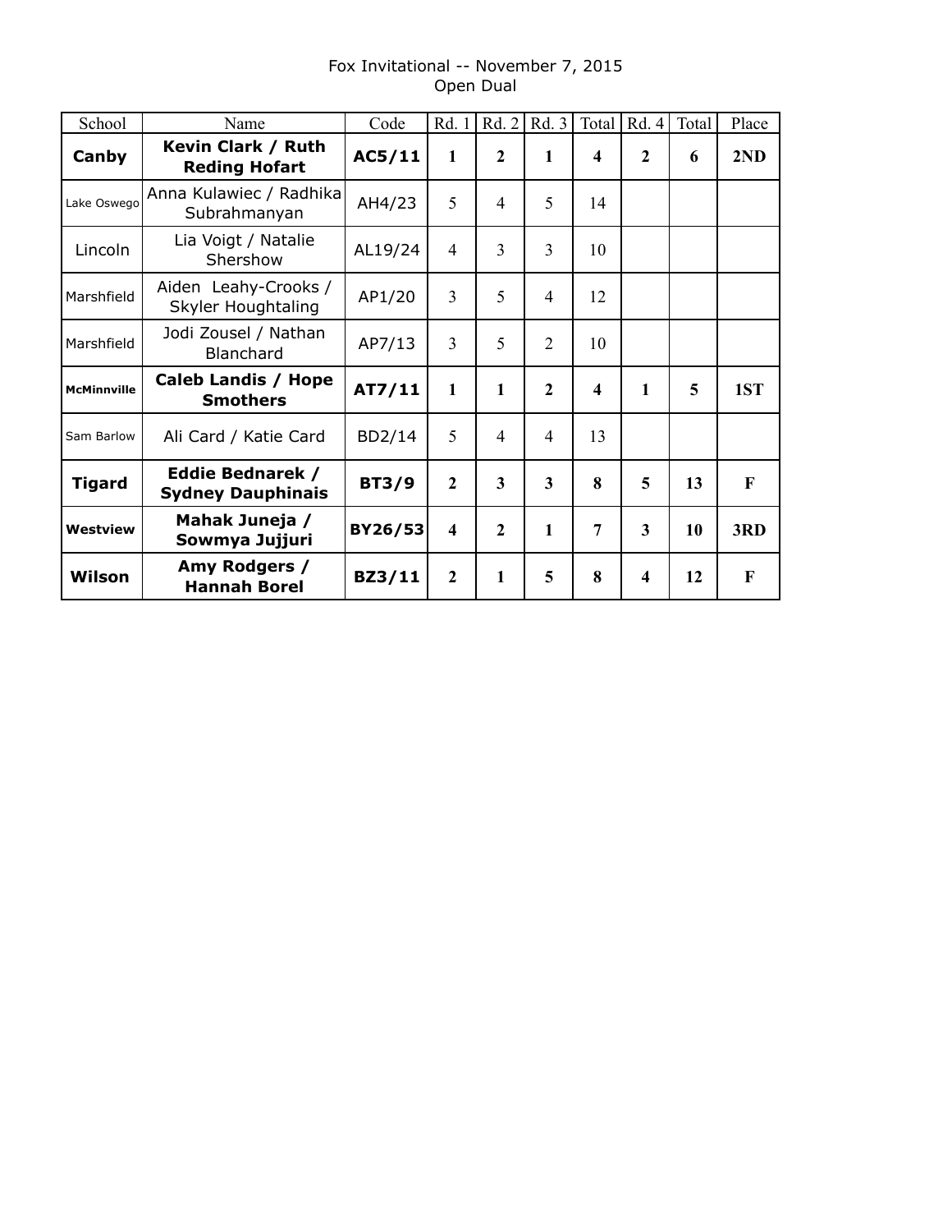Fox Invitational -- November 7, 2015
Open Dual

| School | Name | Code | Rd. 1 | Rd. 2 | Rd. 3 | Total | Rd. 4 | Total | Place |
|---|---|---|---|---|---|---|---|---|---|
| **Canby** | **Kevin Clark / Ruth Reding Hofart** | **AC5/11** | **1** | **2** | **1** | **4** | **2** | **6** | **2ND** |
| Lake Oswego | Anna Kulawiec / Radhika Subrahmanyan | AH4/23 | 5 | 4 | 5 | 14 | | | |
| Lincoln | Lia Voigt / Natalie Shershow | AL19/24 | 4 | 3 | 3 | 10 | | | |
| Marshfield | Aiden Leahy-Crooks / Skyler Houghtaling | AP1/20 | 3 | 5 | 4 | 12 | | | |
| Marshfield | Jodi Zousel / Nathan Blanchard | AP7/13 | 3 | 5 | 2 | 10 | | | |
| **McMinnville** | **Caleb Landis / Hope Smothers** | **AT7/11** | **1** | **1** | **2** | **4** | **1** | **5** | **1ST** |
| Sam Barlow | Ali Card / Katie Card | BD2/14 | 5 | 4 | 4 | 13 | | | |
| **Tigard** | **Eddie Bednarek / Sydney Dauphinais** | **BT3/9** | **2** | **3** | **3** | **8** | **5** | **13** | **F** |
| **Westview** | **Mahak Juneja / Sowmya Jujjuri** | **BY26/53** | **4** | **2** | **1** | **7** | **3** | **10** | **3RD** |
| **Wilson** | **Amy Rodgers / Hannah Borel** | **BZ3/11** | **2** | **1** | **5** | **8** | **4** | **12** | **F** |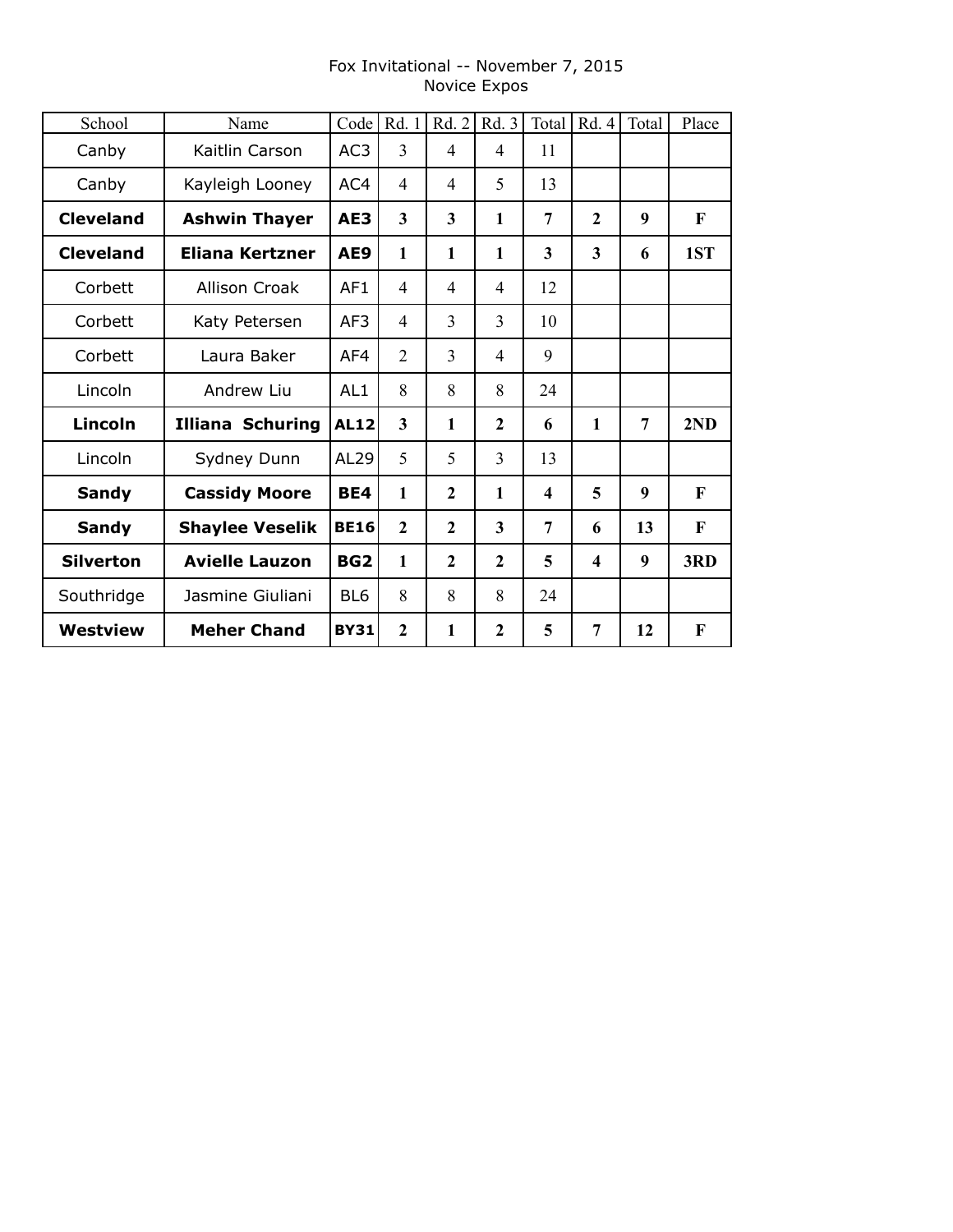Fox Invitational -- November 7, 2015
Novice Expos

| School | Name | Code | Rd. 1 | Rd. 2 | Rd. 3 | Total | Rd. 4 | Total | Place |
|---|---|---|---|---|---|---|---|---|---|
| Canby | Kaitlin Carson | AC3 | 3 | 4 | 4 | 11 | | | |
| Canby | Kayleigh Looney | AC4 | 4 | 4 | 5 | 13 | | | |
| **Cleveland** | **Ashwin Thayer** | **AE3** | **3** | **3** | **1** | **7** | **2** | **9** | **F** |
| **Cleveland** | **Eliana Kertzner** | **AE9** | **1** | **1** | **1** | **3** | **3** | **6** | **1ST** |
| Corbett | Allison Croak | AF1 | 4 | 4 | 4 | 12 | | | |
| Corbett | Katy Petersen | AF3 | 4 | 3 | 3 | 10 | | | |
| Corbett | Laura Baker | AF4 | 2 | 3 | 4 | 9 | | | |
| Lincoln | Andrew Liu | AL1 | 8 | 8 | 8 | 24 | | | |
| **Lincoln** | **Illiana Schuring** | **AL12** | **3** | **1** | **2** | **6** | **1** | **7** | **2ND** |
| Lincoln | Sydney Dunn | AL29 | 5 | 5 | 3 | 13 | | | |
| **Sandy** | **Cassidy Moore** | **BE4** | **1** | **2** | **1** | **4** | **5** | **9** | **F** |
| **Sandy** | **Shaylee Veselik** | **BE16** | **2** | **2** | **3** | **7** | **6** | **13** | **F** |
| **Silverton** | **Avielle Lauzon** | **BG2** | **1** | **2** | **2** | **5** | **4** | **9** | **3RD** |
| Southridge | Jasmine Giuliani | BL6 | 8 | 8 | 8 | 24 | | | |
| **Westview** | **Meher Chand** | **BY31** | **2** | **1** | **2** | **5** | **7** | **12** | **F** |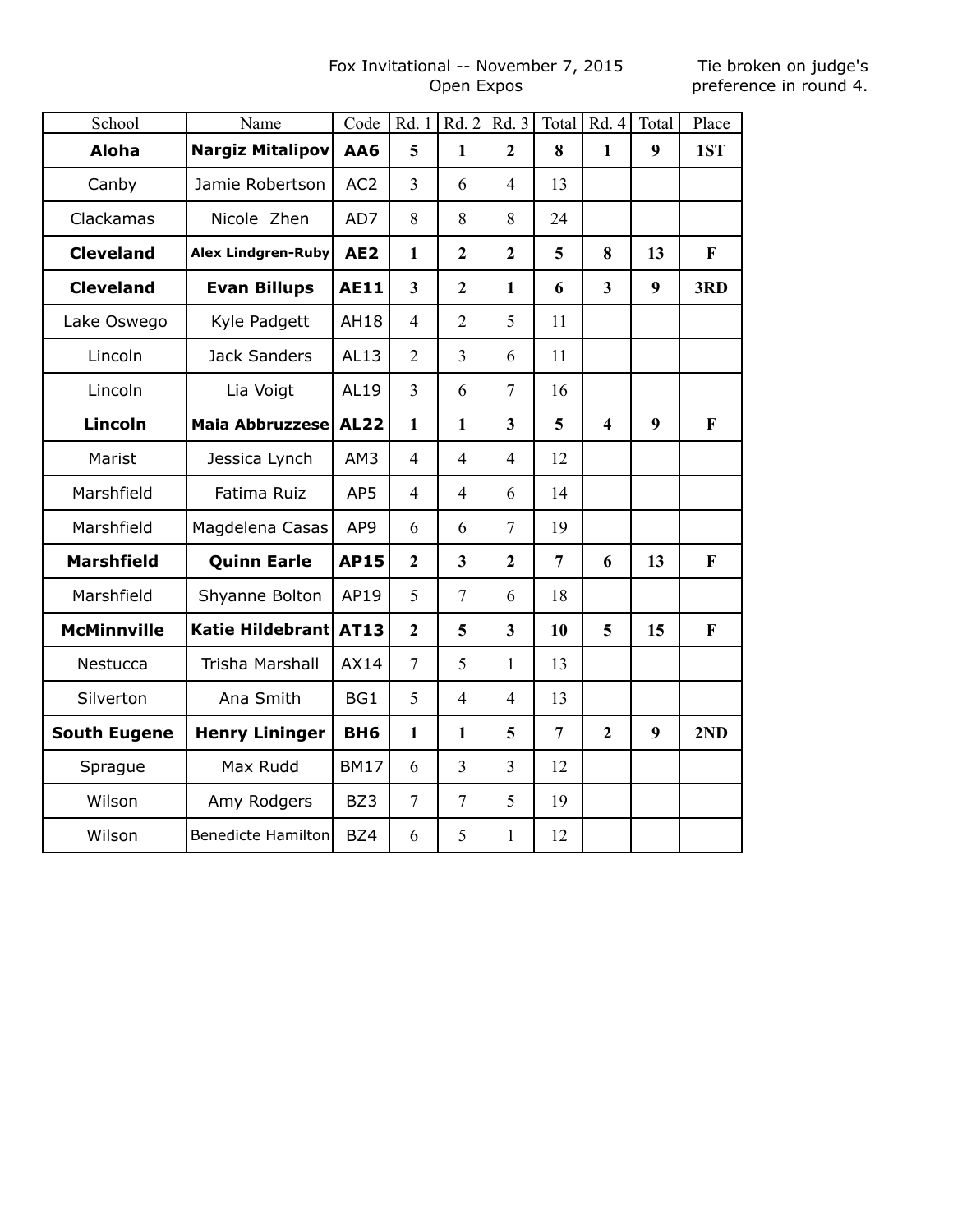Fox Invitational -- November 7, 2015
Open Expos

Tie broken on judge's preference in round 4.

| School | Name | Code | Rd. 1 | Rd. 2 | Rd. 3 | Total | Rd. 4 | Total | Place |
|---|---|---|---|---|---|---|---|---|---|
| **Aloha** | **Nargiz Mitalipov** | **AA6** | **5** | **1** | **2** | **8** | **1** | **9** | **1ST** |
| Canby | Jamie Robertson | AC2 | 3 | 6 | 4 | 13 | | | |
| Clackamas | Nicole Zhen | AD7 | 8 | 8 | 8 | 24 | | | |
| **Cleveland** | **Alex Lindgren-Ruby** | **AE2** | **1** | **2** | **2** | **5** | **8** | **13** | **F** |
| **Cleveland** | **Evan Billups** | **AE11** | **3** | **2** | **1** | **6** | **3** | **9** | **3RD** |
| Lake Oswego | Kyle Padgett | AH18 | 4 | 2 | 5 | 11 | | | |
| Lincoln | Jack Sanders | AL13 | 2 | 3 | 6 | 11 | | | |
| Lincoln | Lia Voigt | AL19 | 3 | 6 | 7 | 16 | | | |
| **Lincoln** | **Maia Abbruzzese** | **AL22** | **1** | **1** | **3** | **5** | **4** | **9** | **F** |
| Marist | Jessica Lynch | AM3 | 4 | 4 | 4 | 12 | | | |
| Marshfield | Fatima Ruiz | AP5 | 4 | 4 | 6 | 14 | | | |
| Marshfield | Magdelena Casas | AP9 | 6 | 6 | 7 | 19 | | | |
| **Marshfield** | **Quinn Earle** | **AP15** | **2** | **3** | **2** | **7** | **6** | **13** | **F** |
| Marshfield | Shyanne Bolton | AP19 | 5 | 7 | 6 | 18 | | | |
| **McMinnville** | **Katie Hildebrant** | **AT13** | **2** | **5** | **3** | **10** | **5** | **15** | **F** |
| Nestucca | Trisha Marshall | AX14 | 7 | 5 | 1 | 13 | | | |
| Silverton | Ana Smith | BG1 | 5 | 4 | 4 | 13 | | | |
| **South Eugene** | **Henry Lininger** | **BH6** | **1** | **1** | **5** | **7** | **2** | **9** | **2ND** |
| Sprague | Max Rudd | BM17 | 6 | 3 | 3 | 12 | | | |
| Wilson | Amy Rodgers | BZ3 | 7 | 7 | 5 | 19 | | | |
| Wilson | Benedicte Hamilton | BZ4 | 6 | 5 | 1 | 12 | | | |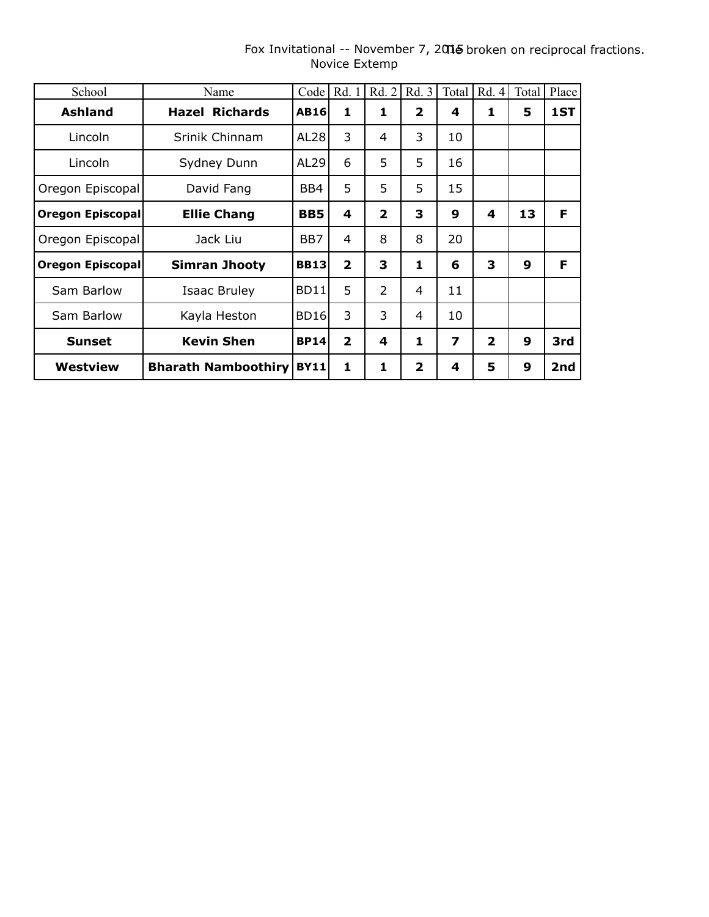Fox Invitational -- November 7, 2015 Tie broken on reciprocal fractions.

Novice Extemp

| School | Name | Code | Rd. 1 | Rd. 2 | Rd. 3 | Total | Rd. 4 | Total | Place |
|---|---|---|---|---|---|---|---|---|---|
| **Ashland** | **Hazel Richards** | **AB16** | **1** | **1** | **2** | **4** | **1** | **5** | **1ST** |
| Lincoln | Srinik Chinnam | AL28 | 3 | 4 | 3 | 10 | | | |
| Lincoln | Sydney Dunn | AL29 | 6 | 5 | 5 | 16 | | | |
| Oregon Episcopal | David Fang | BB4 | 5 | 5 | 5 | 15 | | | |
| **Oregon Episcopal** | **Ellie Chang** | **BB5** | **4** | **2** | **3** | **9** | **4** | **13** | **F** |
| Oregon Episcopal | Jack Liu | BB7 | 4 | 8 | 8 | 20 | | | |
| **Oregon Episcopal** | **Simran Jhooty** | **BB13** | **2** | **3** | **1** | **6** | **3** | **9** | **F** |
| Sam Barlow | Isaac Bruley | BD11 | 5 | 2 | 4 | 11 | | | |
| Sam Barlow | Kayla Heston | BD16 | 3 | 3 | 4 | 10 | | | |
| **Sunset** | **Kevin Shen** | **BP14** | **2** | **4** | **1** | **7** | **2** | **9** | **3rd** |
| **Westview** | **Bharath Namboothiry** | **BY11** | **1** | **1** | **2** | **4** | **5** | **9** | **2nd** |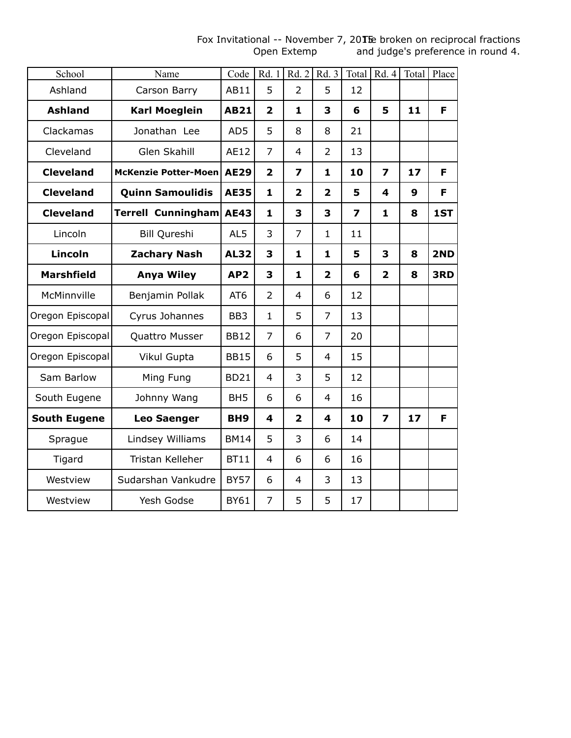Fox Invitational -- November 7, 2015
Open Extemp

Tie broken on reciprocal fractions and judge's preference in round 4.

| School | Name | Code | Rd. 1 | Rd. 2 | Rd. 3 | Total | Rd. 4 | Total | Place |
|---|---|---|---|---|---|---|---|---|---|
| Ashland | Carson Barry | AB11 | 5 | 2 | 5 | 12 | | | |
| **Ashland** | **Karl Moeglein** | **AB21** | **2** | **1** | **3** | **6** | **5** | **11** | **F** |
| Clackamas | Jonathan Lee | AD5 | 5 | 8 | 8 | 21 | | | |
| Cleveland | Glen Skahill | AE12 | 7 | 4 | 2 | 13 | | | |
| **Cleveland** | **McKenzie Potter-Moen** | **AE29** | **2** | **7** | **1** | **10** | **7** | **17** | **F** |
| **Cleveland** | **Quinn Samoulidis** | **AE35** | **1** | **2** | **2** | **5** | **4** | **9** | **F** |
| **Cleveland** | **Terrell Cunningham** | **AE43** | **1** | **3** | **3** | **7** | **1** | **8** | **1ST** |
| Lincoln | Bill Qureshi | AL5 | 3 | 7 | 1 | 11 | | | |
| **Lincoln** | **Zachary Nash** | **AL32** | **3** | **1** | **1** | **5** | **3** | **8** | **2ND** |
| **Marshfield** | **Anya Wiley** | **AP2** | **3** | **1** | **2** | **6** | **2** | **8** | **3RD** |
| McMinnville | Benjamin Pollak | AT6 | 2 | 4 | 6 | 12 | | | |
| Oregon Episcopal | Cyrus Johannes | BB3 | 1 | 5 | 7 | 13 | | | |
| Oregon Episcopal | Quattro Musser | BB12 | 7 | 6 | 7 | 20 | | | |
| Oregon Episcopal | Vikul Gupta | BB15 | 6 | 5 | 4 | 15 | | | |
| Sam Barlow | Ming Fung | BD21 | 4 | 3 | 5 | 12 | | | |
| South Eugene | Johnny Wang | BH5 | 6 | 6 | 4 | 16 | | | |
| **South Eugene** | **Leo Saenger** | **BH9** | **4** | **2** | **4** | **10** | **7** | **17** | **F** |
| Sprague | Lindsey Williams | BM14 | 5 | 3 | 6 | 14 | | | |
| Tigard | Tristan Kelleher | BT11 | 4 | 6 | 6 | 16 | | | |
| Westview | Sudarshan Vankudre | BY57 | 6 | 4 | 3 | 13 | | | |
| Westview | Yesh Godse | BY61 | 7 | 5 | 5 | 17 | | | |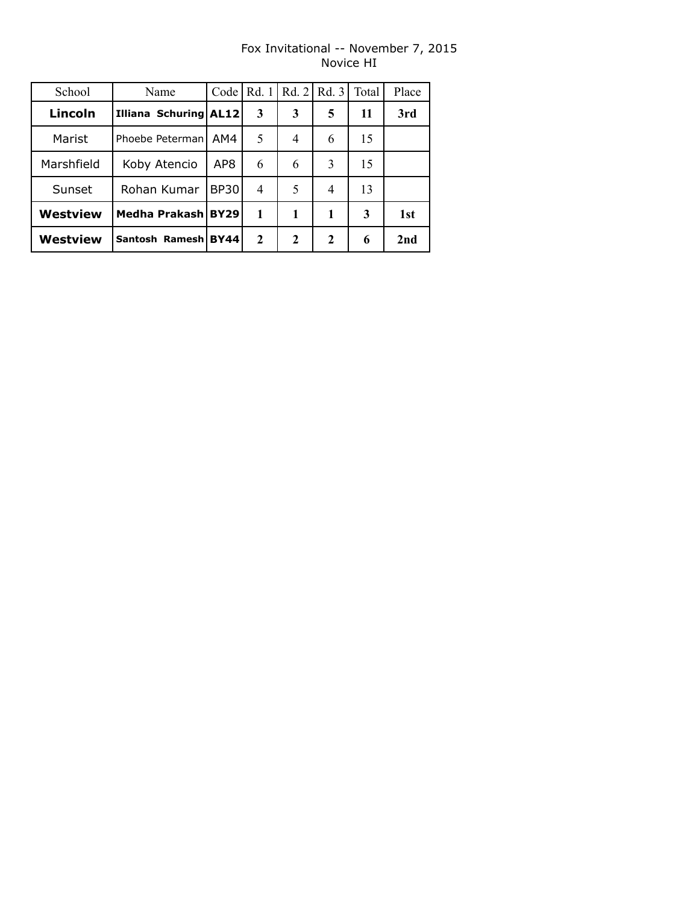Fox Invitational -- November 7, 2015
Novice HI

| School | Name | Code | Rd. 1 | Rd. 2 | Rd. 3 | Total | Place |
|---|---|---|---|---|---|---|---|
| **Lincoln** | **Illiana Schuring** | **AL12** | **3** | **3** | **5** | **11** | **3rd** |
| Marist | Phoebe Peterman | AM4 | 5 | 4 | 6 | 15 | |
| Marshfield | Koby Atencio | AP8 | 6 | 6 | 3 | 15 | |
| Sunset | Rohan Kumar | BP30 | 4 | 5 | 4 | 13 | |
| **Westview** | **Medha Prakash** | **BY29** | **1** | **1** | **1** | **3** | **1st** |
| **Westview** | **Santosh Ramesh** | **BY44** | **2** | **2** | **2** | **6** | **2nd** |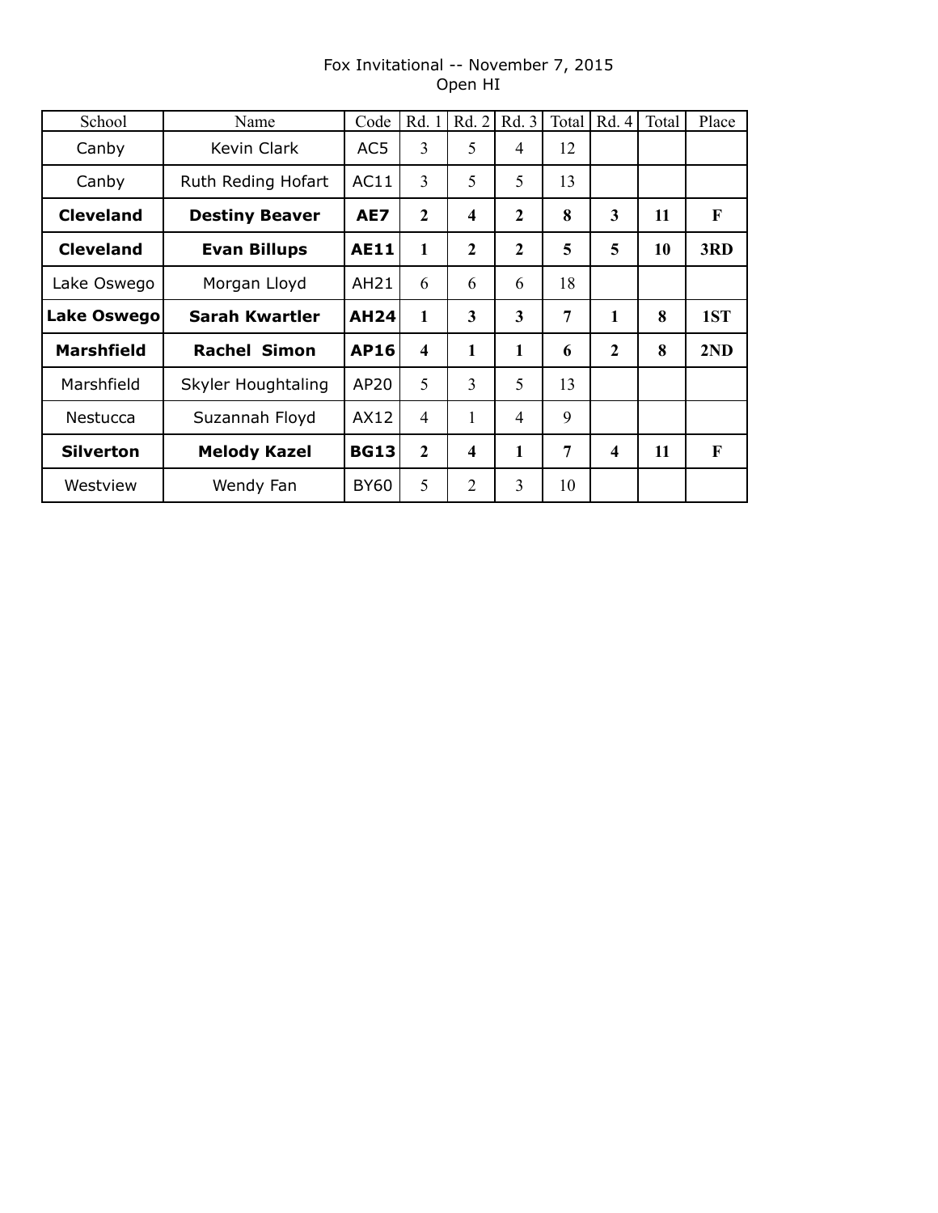Fox Invitational -- November 7, 2015
Open HI

| School | Name | Code | Rd. 1 | Rd. 2 | Rd. 3 | Total | Rd. 4 | Total | Place |
|---|---|---|---|---|---|---|---|---|---|
| Canby | Kevin Clark | AC5 | 3 | 5 | 4 | 12 | | | |
| Canby | Ruth Reding Hofart | AC11 | 3 | 5 | 5 | 13 | | | |
| **Cleveland** | **Destiny Beaver** | **AE7** | **2** | **4** | **2** | **8** | **3** | **11** | **F** |
| **Cleveland** | **Evan Billups** | **AE11** | **1** | **2** | **2** | **5** | **5** | **10** | **3RD** |
| Lake Oswego | Morgan Lloyd | AH21 | 6 | 6 | 6 | 18 | | | |
| **Lake Oswego** | **Sarah Kwartler** | **AH24** | **1** | **3** | **3** | **7** | **1** | **8** | **1ST** |
| **Marshfield** | **Rachel Simon** | **AP16** | **4** | **1** | **1** | **6** | **2** | **8** | **2ND** |
| Marshfield | Skyler Houghtaling | AP20 | 5 | 3 | 5 | 13 | | | |
| Nestucca | Suzannah Floyd | AX12 | 4 | 1 | 4 | 9 | | | |
| **Silverton** | **Melody Kazel** | **BG13** | **2** | **4** | **1** | **7** | **4** | **11** | **F** |
| Westview | Wendy Fan | BY60 | 5 | 2 | 3 | 10 | | | |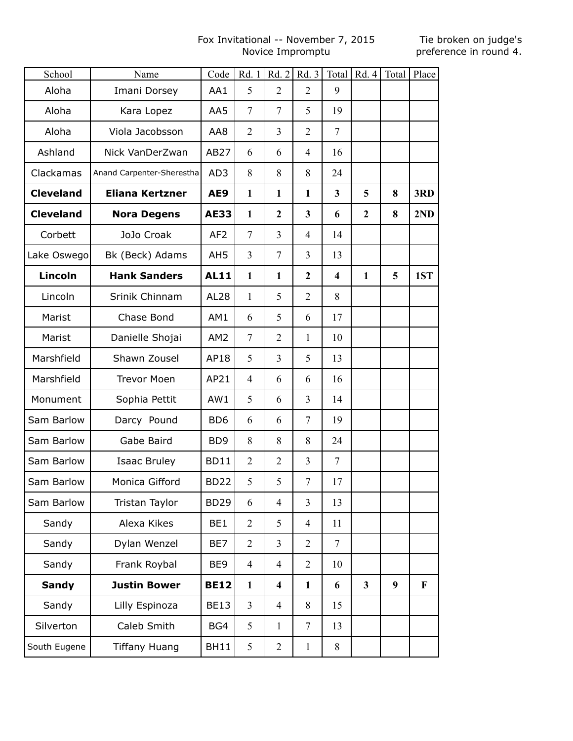Fox Invitational -- November 7, 2015
Novice Impromptu

Tie broken on judge's preference in round 4.

| School | Name | Code | Rd. 1 | Rd. 2 | Rd. 3 | Total | Rd. 4 | Total | Place |
|---|---|---|---|---|---|---|---|---|---|
| Aloha | Imani Dorsey | AA1 | 5 | 2 | 2 | 9 | | | |
| Aloha | Kara Lopez | AA5 | 7 | 7 | 5 | 19 | | | |
| Aloha | Viola Jacobsson | AA8 | 2 | 3 | 2 | 7 | | | |
| Ashland | Nick VanDerZwan | AB27 | 6 | 6 | 4 | 16 | | | |
| Clackamas | Anand Carpenter-Sherestha | AD3 | 8 | 8 | 8 | 24 | | | |
| **Cleveland** | **Eliana Kertzner** | **AE9** | **1** | **1** | **1** | **3** | **5** | **8** | **3RD** |
| **Cleveland** | **Nora Degens** | **AE33** | **1** | **2** | **3** | **6** | **2** | **8** | **2ND** |
| Corbett | JoJo Croak | AF2 | 7 | 3 | 4 | 14 | | | |
| Lake Oswego | Bk (Beck) Adams | AH5 | 3 | 7 | 3 | 13 | | | |
| **Lincoln** | **Hank Sanders** | **AL11** | **1** | **1** | **2** | **4** | **1** | **5** | **1ST** |
| Lincoln | Srinik Chinnam | AL28 | 1 | 5 | 2 | 8 | | | |
| Marist | Chase Bond | AM1 | 6 | 5 | 6 | 17 | | | |
| Marist | Danielle Shojai | AM2 | 7 | 2 | 1 | 10 | | | |
| Marshfield | Shawn Zousel | AP18 | 5 | 3 | 5 | 13 | | | |
| Marshfield | Trevor Moen | AP21 | 4 | 6 | 6 | 16 | | | |
| Monument | Sophia Pettit | AW1 | 5 | 6 | 3 | 14 | | | |
| Sam Barlow | Darcy Pound | BD6 | 6 | 6 | 7 | 19 | | | |
| Sam Barlow | Gabe Baird | BD9 | 8 | 8 | 8 | 24 | | | |
| Sam Barlow | Isaac Bruley | BD11 | 2 | 2 | 3 | 7 | | | |
| Sam Barlow | Monica Gifford | BD22 | 5 | 5 | 7 | 17 | | | |
| Sam Barlow | Tristan Taylor | BD29 | 6 | 4 | 3 | 13 | | | |
| Sandy | Alexa Kikes | BE1 | 2 | 5 | 4 | 11 | | | |
| Sandy | Dylan Wenzel | BE7 | 2 | 3 | 2 | 7 | | | |
| Sandy | Frank Roybal | BE9 | 4 | 4 | 2 | 10 | | | |
| **Sandy** | **Justin Bower** | **BE12** | **1** | **4** | **1** | **6** | **3** | **9** | **F** |
| Sandy | Lilly Espinoza | BE13 | 3 | 4 | 8 | 15 | | | |
| Silverton | Caleb Smith | BG4 | 5 | 1 | 7 | 13 | | | |
| South Eugene | Tiffany Huang | BH11 | 5 | 2 | 1 | 8 | | | |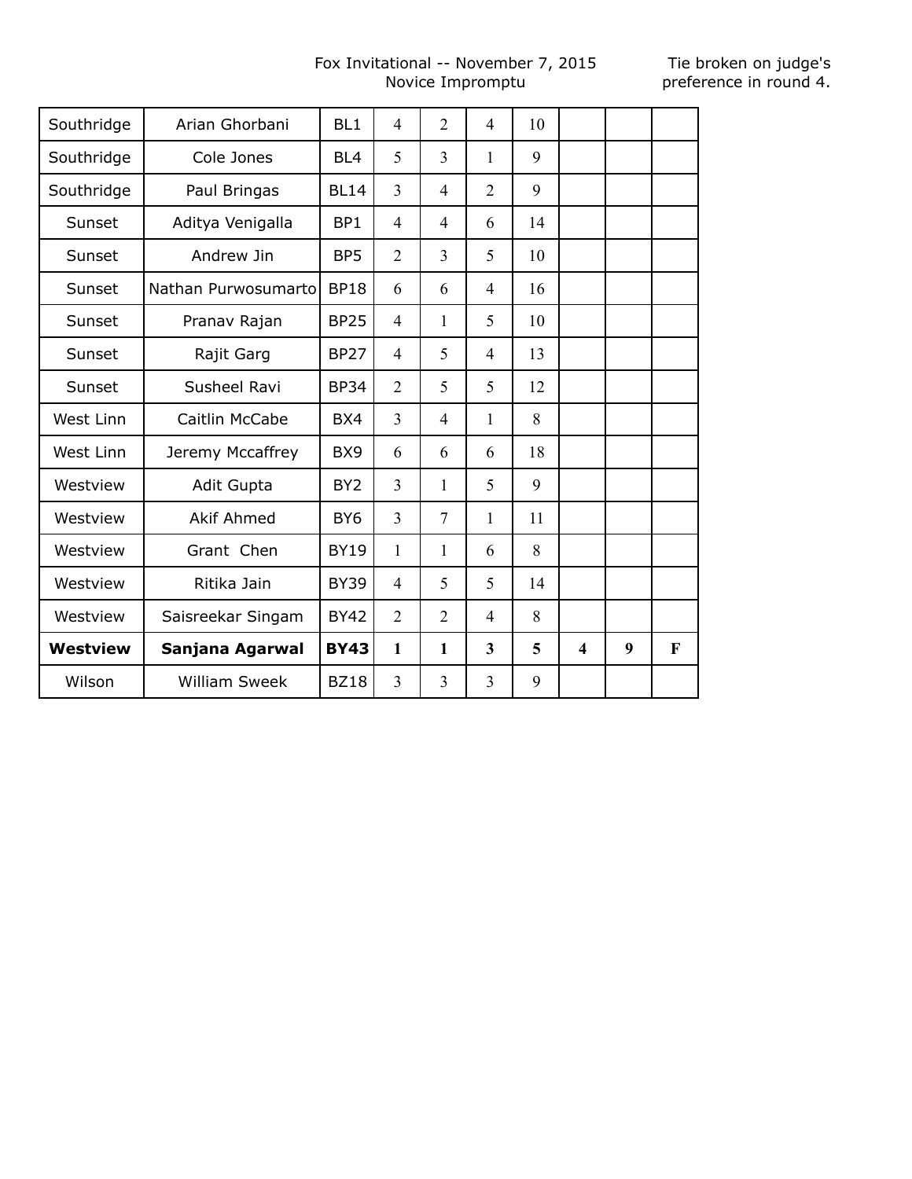Fox Invitational -- November 7, 2015
Novice Impromptu

Tie broken on judge's preference in round 4.

| | | | | | | | | | |
|---|---|---|---|---|---|---|---|---|---|
| Southridge | Arian Ghorbani | BL1 | 4 | 2 | 4 | 10 | | | |
| Southridge | Cole Jones | BL4 | 5 | 3 | 1 | 9 | | | |
| Southridge | Paul Bringas | BL14 | 3 | 4 | 2 | 9 | | | |
| Sunset | Aditya Venigalla | BP1 | 4 | 4 | 6 | 14 | | | |
| Sunset | Andrew Jin | BP5 | 2 | 3 | 5 | 10 | | | |
| Sunset | Nathan Purwosumarto | BP18 | 6 | 6 | 4 | 16 | | | |
| Sunset | Pranav Rajan | BP25 | 4 | 1 | 5 | 10 | | | |
| Sunset | Rajit Garg | BP27 | 4 | 5 | 4 | 13 | | | |
| Sunset | Susheel Ravi | BP34 | 2 | 5 | 5 | 12 | | | |
| West Linn | Caitlin McCabe | BX4 | 3 | 4 | 1 | 8 | | | |
| West Linn | Jeremy Mccaffrey | BX9 | 6 | 6 | 6 | 18 | | | |
| Westview | Adit Gupta | BY2 | 3 | 1 | 5 | 9 | | | |
| Westview | Akif Ahmed | BY6 | 3 | 7 | 1 | 11 | | | |
| Westview | Grant Chen | BY19 | 1 | 1 | 6 | 8 | | | |
| Westview | Ritika Jain | BY39 | 4 | 5 | 5 | 14 | | | |
| Westview | Saisreekar Singam | BY42 | 2 | 2 | 4 | 8 | | | |
| **Westview** | **Sanjana Agarwal** | **BY43** | **1** | **1** | **3** | **5** | **4** | **9** | **F** |
| Wilson | William Sweek | BZ18 | 3 | 3 | 3 | 9 | | | |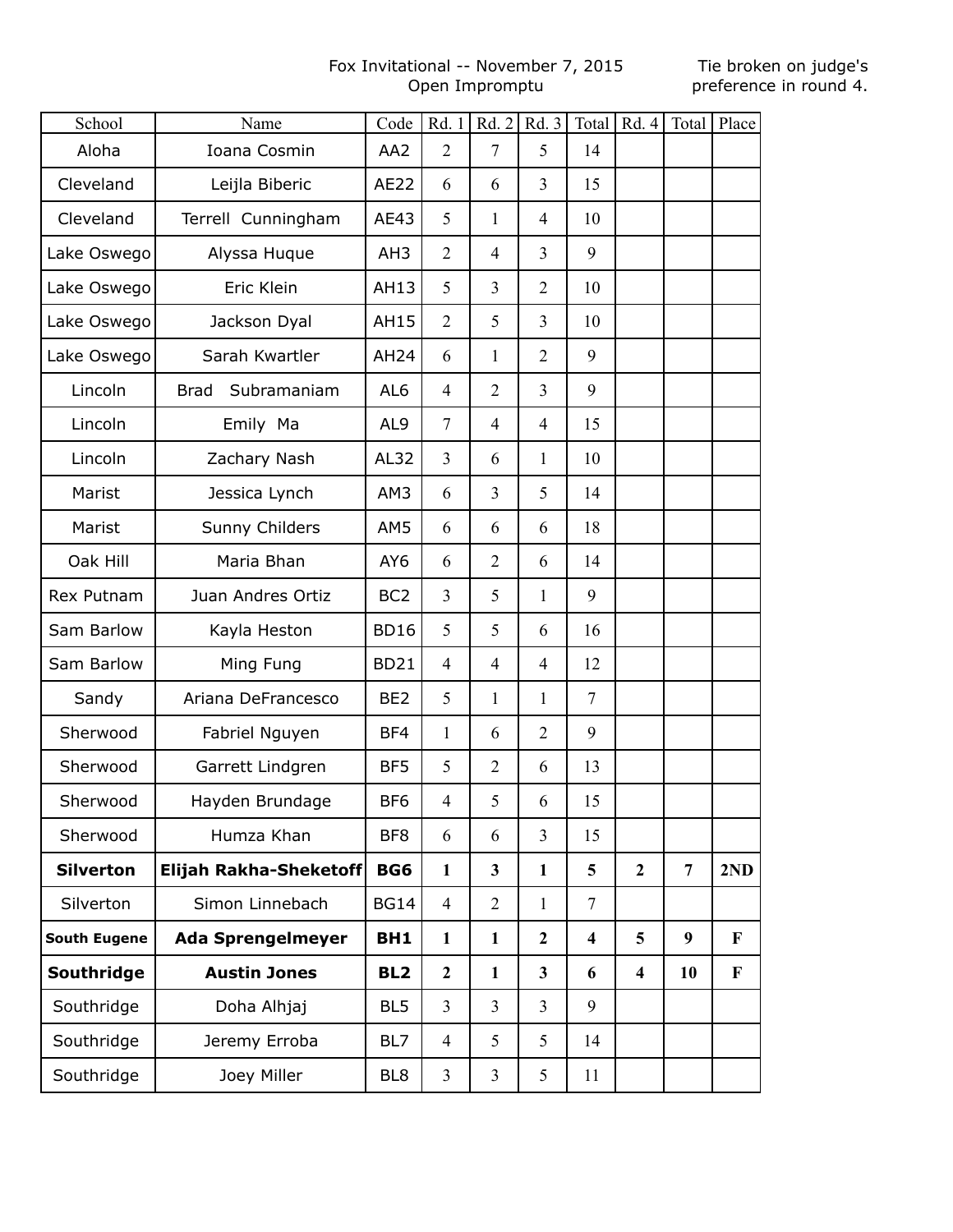Fox Invitational -- November 7, 2015
Open Impromptu

Tie broken on judge's preference in round 4.

| School | Name | Code | Rd. 1 | Rd. 2 | Rd. 3 | Total | Rd. 4 | Total | Place |
|---|---|---|---|---|---|---|---|---|---|
| Aloha | Ioana Cosmin | AA2 | 2 | 7 | 5 | 14 | | | |
| Cleveland | Leijla Biberic | AE22 | 6 | 6 | 3 | 15 | | | |
| Cleveland | Terrell Cunningham | AE43 | 5 | 1 | 4 | 10 | | | |
| Lake Oswego | Alyssa Huque | AH3 | 2 | 4 | 3 | 9 | | | |
| Lake Oswego | Eric Klein | AH13 | 5 | 3 | 2 | 10 | | | |
| Lake Oswego | Jackson Dyal | AH15 | 2 | 5 | 3 | 10 | | | |
| Lake Oswego | Sarah Kwartler | AH24 | 6 | 1 | 2 | 9 | | | |
| Lincoln | Brad Subramaniam | AL6 | 4 | 2 | 3 | 9 | | | |
| Lincoln | Emily Ma | AL9 | 7 | 4 | 4 | 15 | | | |
| Lincoln | Zachary Nash | AL32 | 3 | 6 | 1 | 10 | | | |
| Marist | Jessica Lynch | AM3 | 6 | 3 | 5 | 14 | | | |
| Marist | Sunny Childers | AM5 | 6 | 6 | 6 | 18 | | | |
| Oak Hill | Maria Bhan | AY6 | 6 | 2 | 6 | 14 | | | |
| Rex Putnam | Juan Andres Ortiz | BC2 | 3 | 5 | 1 | 9 | | | |
| Sam Barlow | Kayla Heston | BD16 | 5 | 5 | 6 | 16 | | | |
| Sam Barlow | Ming Fung | BD21 | 4 | 4 | 4 | 12 | | | |
| Sandy | Ariana DeFrancesco | BE2 | 5 | 1 | 1 | 7 | | | |
| Sherwood | Fabriel Nguyen | BF4 | 1 | 6 | 2 | 9 | | | |
| Sherwood | Garrett Lindgren | BF5 | 5 | 2 | 6 | 13 | | | |
| Sherwood | Hayden Brundage | BF6 | 4 | 5 | 6 | 15 | | | |
| Sherwood | Humza Khan | BF8 | 6 | 6 | 3 | 15 | | | |
| **Silverton** | **Elijah Rakha-Sheketoff** | **BG6** | **1** | **3** | **1** | **5** | **2** | **7** | **2ND** |
| Silverton | Simon Linnebach | BG14 | 4 | 2 | 1 | 7 | | | |
| **South Eugene** | **Ada Sprengelmeyer** | **BH1** | **1** | **1** | **2** | **4** | **5** | **9** | **F** |
| **Southridge** | **Austin Jones** | **BL2** | **2** | **1** | **3** | **6** | **4** | **10** | **F** |
| Southridge | Doha Alhjaj | BL5 | 3 | 3 | 3 | 9 | | | |
| Southridge | Jeremy Erroba | BL7 | 4 | 5 | 5 | 14 | | | |
| Southridge | Joey Miller | BL8 | 3 | 3 | 5 | 11 | | | |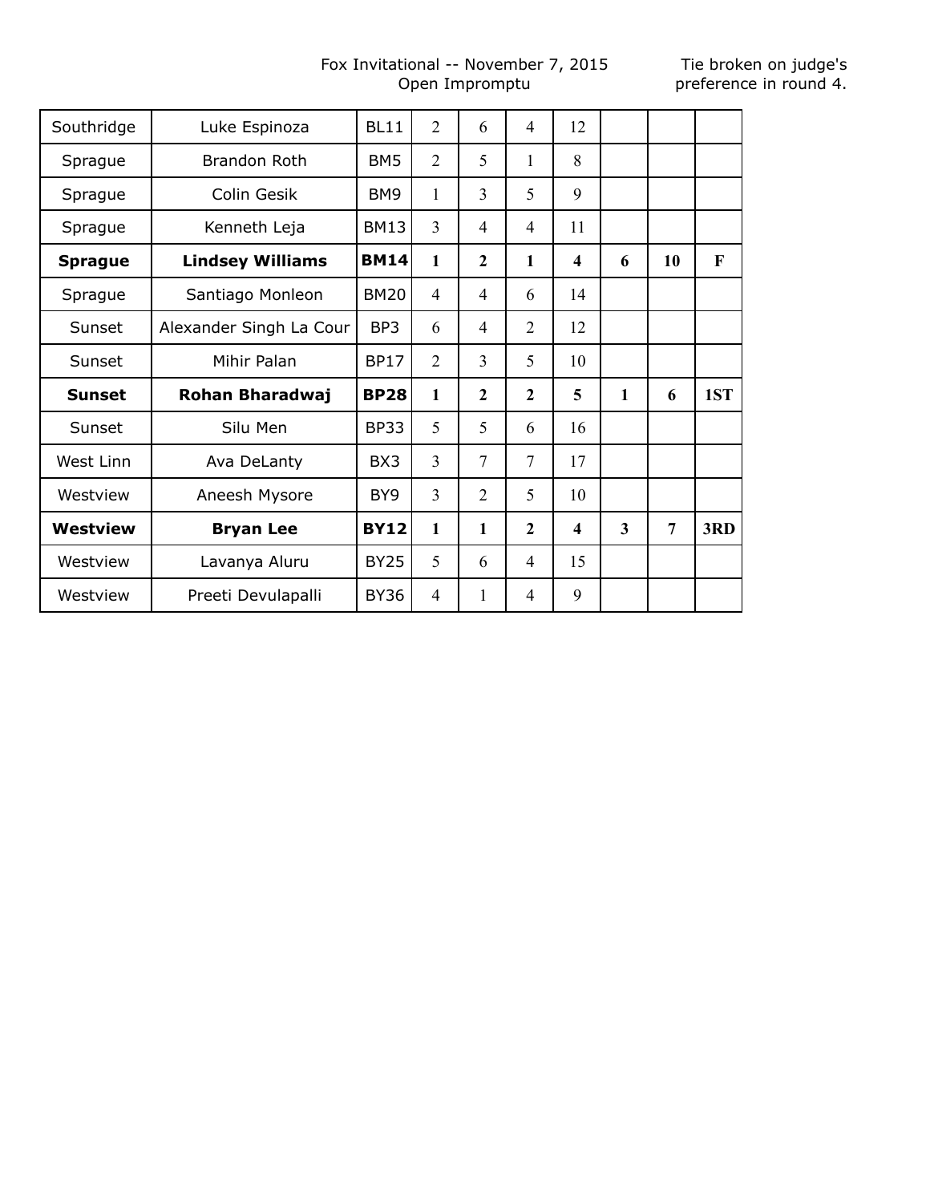Fox Invitational -- November 7, 2015
Open Impromptu

Tie broken on judge's preference in round 4.

| Southridge | Luke Espinoza | BL11 | 2 | 6 | 4 | 12 | | | |
|---|---|---|---|---|---|---|---|---|---|
| Sprague | Brandon Roth | BM5 | 2 | 5 | 1 | 8 | | | |
| Sprague | Colin Gesik | BM9 | 1 | 3 | 5 | 9 | | | |
| Sprague | Kenneth Leja | BM13 | 3 | 4 | 4 | 11 | | | |
| **Sprague** | **Lindsey Williams** | **BM14** | **1** | **2** | **1** | **4** | **6** | **10** | **F** |
| Sprague | Santiago Monleon | BM20 | 4 | 4 | 6 | 14 | | | |
| Sunset | Alexander Singh La Cour | BP3 | 6 | 4 | 2 | 12 | | | |
| Sunset | Mihir Palan | BP17 | 2 | 3 | 5 | 10 | | | |
| **Sunset** | **Rohan Bharadwaj** | **BP28** | **1** | **2** | **2** | **5** | **1** | **6** | **1ST** |
| Sunset | Silu Men | BP33 | 5 | 5 | 6 | 16 | | | |
| West Linn | Ava DeLanty | BX3 | 3 | 7 | 7 | 17 | | | |
| Westview | Aneesh Mysore | BY9 | 3 | 2 | 5 | 10 | | | |
| **Westview** | **Bryan Lee** | **BY12** | **1** | **1** | **2** | **4** | **3** | **7** | **3RD** |
| Westview | Lavanya Aluru | BY25 | 5 | 6 | 4 | 15 | | | |
| Westview | Preeti Devulapalli | BY36 | 4 | 1 | 4 | 9 | | | |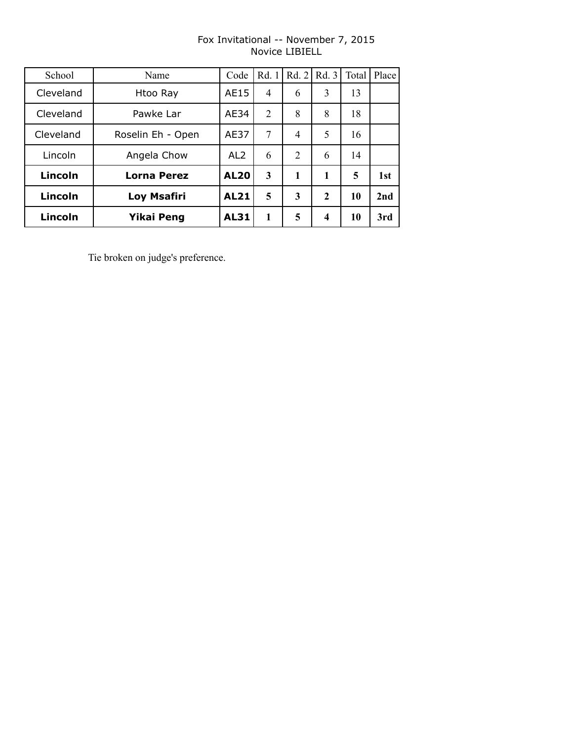Fox Invitational -- November 7, 2015
Novice LIBIELL

| School | Name | Code | Rd. 1 | Rd. 2 | Rd. 3 | Total | Place |
|---|---|---|---|---|---|---|---|
| Cleveland | Htoo Ray | AE15 | 4 | 6 | 3 | 13 | |
| Cleveland | Pawke Lar | AE34 | 2 | 8 | 8 | 18 | |
| Cleveland | Roselin Eh - Open | AE37 | 7 | 4 | 5 | 16 | |
| Lincoln | Angela Chow | AL2 | 6 | 2 | 6 | 14 | |
| **Lincoln** | **Lorna Perez** | **AL20** | **3** | **1** | **1** | **5** | **1st** |
| **Lincoln** | **Loy Msafiri** | **AL21** | **5** | **3** | **2** | **10** | **2nd** |
| **Lincoln** | **Yikai Peng** | **AL31** | **1** | **5** | **4** | **10** | **3rd** |

Tie broken on judge's preference.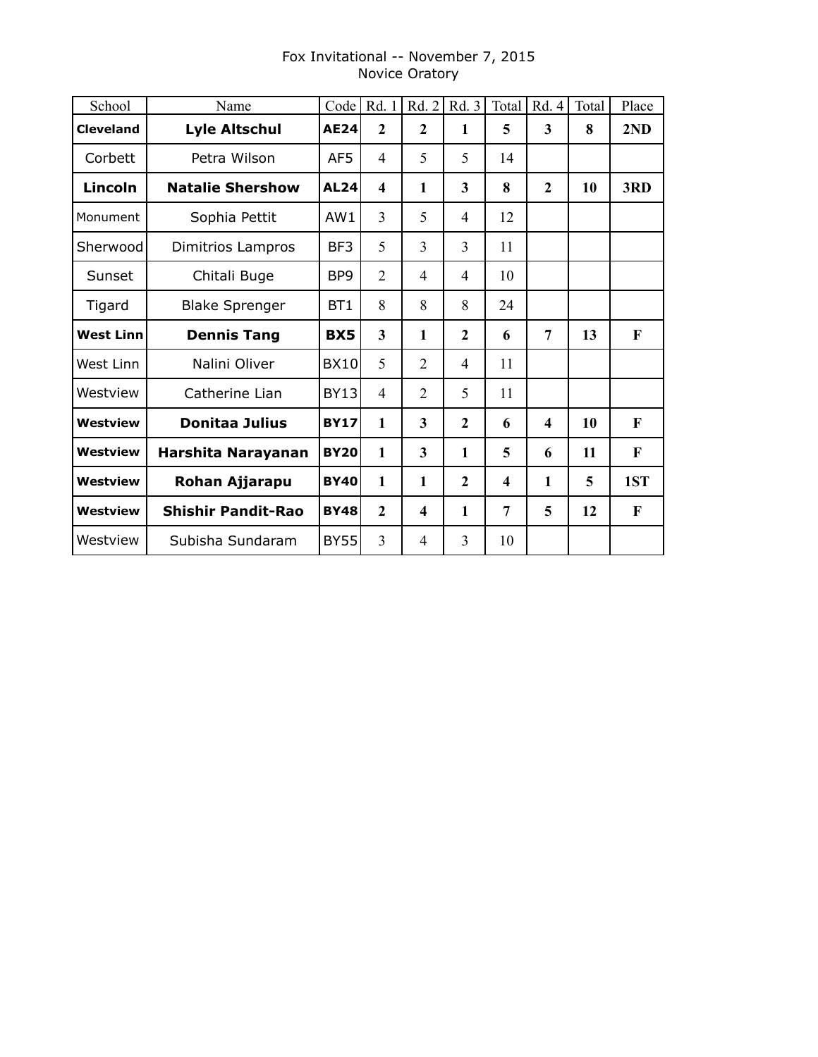Fox Invitational -- November 7, 2015
Novice Oratory

| School | Name | Code | Rd. 1 | Rd. 2 | Rd. 3 | Total | Rd. 4 | Total | Place |
|---|---|---|---|---|---|---|---|---|---|
| **Cleveland** | **Lyle Altschul** | **AE24** | **2** | **2** | **1** | **5** | **3** | **8** | **2ND** |
| Corbett | Petra Wilson | AF5 | 4 | 5 | 5 | 14 | | | |
| **Lincoln** | **Natalie Shershow** | **AL24** | **4** | **1** | **3** | **8** | **2** | **10** | **3RD** |
| Monument | Sophia Pettit | AW1 | 3 | 5 | 4 | 12 | | | |
| Sherwood | Dimitrios Lampros | BF3 | 5 | 3 | 3 | 11 | | | |
| Sunset | Chitali Buge | BP9 | 2 | 4 | 4 | 10 | | | |
| Tigard | Blake Sprenger | BT1 | 8 | 8 | 8 | 24 | | | |
| **West Linn** | **Dennis Tang** | **BX5** | **3** | **1** | **2** | **6** | **7** | **13** | **F** |
| West Linn | Nalini Oliver | BX10 | 5 | 2 | 4 | 11 | | | |
| Westview | Catherine Lian | BY13 | 4 | 2 | 5 | 11 | | | |
| **Westview** | **Donitaa Julius** | **BY17** | **1** | **3** | **2** | **6** | **4** | **10** | **F** |
| **Westview** | **Harshita Narayanan** | **BY20** | **1** | **3** | **1** | **5** | **6** | **11** | **F** |
| **Westview** | **Rohan Ajjarapu** | **BY40** | **1** | **1** | **2** | **4** | **1** | **5** | **1ST** |
| **Westview** | **Shishir Pandit-Rao** | **BY48** | **2** | **4** | **1** | **7** | **5** | **12** | **F** |
| Westview | Subisha Sundaram | BY55 | 3 | 4 | 3 | 10 | | | |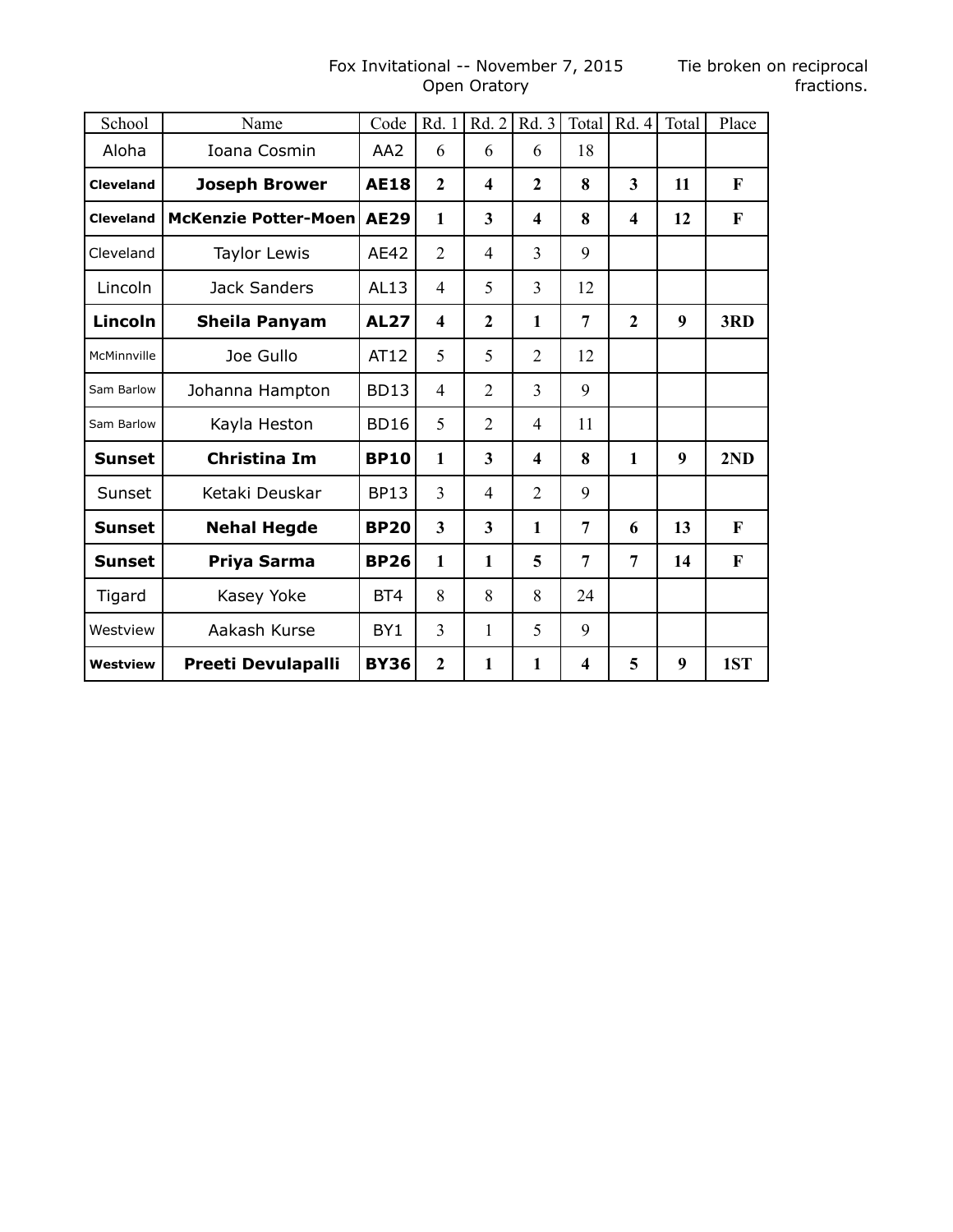Fox Invitational -- November 7, 2015
Open Oratory

Tie broken on reciprocal fractions.

| School | Name | Code | Rd. 1 | Rd. 2 | Rd. 3 | Total | Rd. 4 | Total | Place |
|---|---|---|---|---|---|---|---|---|---|
| Aloha | Ioana Cosmin | AA2 | 6 | 6 | 6 | 18 | | | |
| **Cleveland** | **Joseph Brower** | **AE18** | **2** | **4** | **2** | **8** | **3** | **11** | **F** |
| **Cleveland** | **McKenzie Potter-Moen** | **AE29** | **1** | **3** | **4** | **8** | **4** | **12** | **F** |
| Cleveland | Taylor Lewis | AE42 | 2 | 4 | 3 | 9 | | | |
| Lincoln | Jack Sanders | AL13 | 4 | 5 | 3 | 12 | | | |
| **Lincoln** | **Sheila Panyam** | **AL27** | **4** | **2** | **1** | **7** | **2** | **9** | **3RD** |
| McMinnville | Joe Gullo | AT12 | 5 | 5 | 2 | 12 | | | |
| Sam Barlow | Johanna Hampton | BD13 | 4 | 2 | 3 | 9 | | | |
| Sam Barlow | Kayla Heston | BD16 | 5 | 2 | 4 | 11 | | | |
| **Sunset** | **Christina Im** | **BP10** | **1** | **3** | **4** | **8** | **1** | **9** | **2ND** |
| Sunset | Ketaki Deuskar | BP13 | 3 | 4 | 2 | 9 | | | |
| **Sunset** | **Nehal Hegde** | **BP20** | **3** | **3** | **1** | **7** | **6** | **13** | **F** |
| **Sunset** | **Priya Sarma** | **BP26** | **1** | **1** | **5** | **7** | **7** | **14** | **F** |
| Tigard | Kasey Yoke | BT4 | 8 | 8 | 8 | 24 | | | |
| Westview | Aakash Kurse | BY1 | 3 | 1 | 5 | 9 | | | |
| **Westview** | **Preeti Devulapalli** | **BY36** | **2** | **1** | **1** | **4** | **5** | **9** | **1ST** |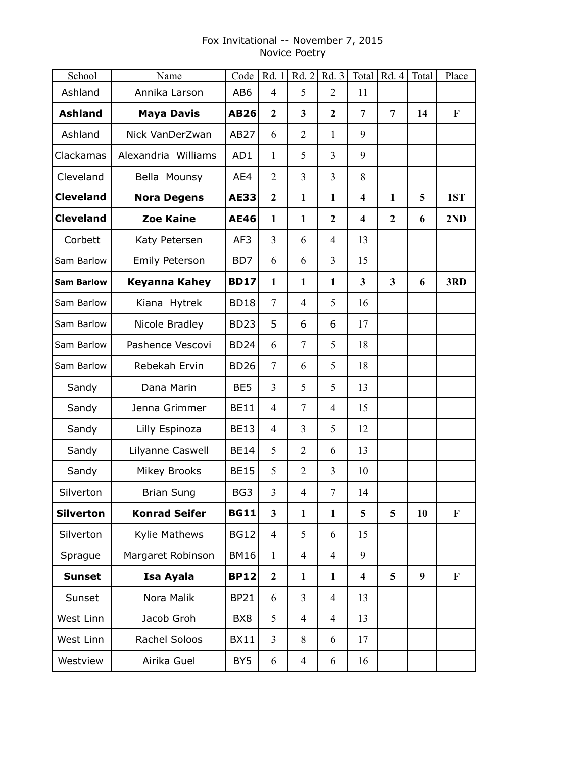Fox Invitational -- November 7, 2015

Novice Poetry

| School | Name | Code | Rd. 1 | Rd. 2 | Rd. 3 | Total | Rd. 4 | Total | Place |
|---|---|---|---|---|---|---|---|---|---|
| Ashland | Annika Larson | AB6 | 4 | 5 | 2 | 11 | | | |
| **Ashland** | **Maya Davis** | **AB26** | **2** | **3** | **2** | **7** | **7** | **14** | **F** |
| Ashland | Nick VanDerZwan | AB27 | 6 | 2 | 1 | 9 | | | |
| Clackamas | Alexandria Williams | AD1 | 1 | 5 | 3 | 9 | | | |
| Cleveland | Bella Mounsy | AE4 | 2 | 3 | 3 | 8 | | | |
| **Cleveland** | **Nora Degens** | **AE33** | **2** | **1** | **1** | **4** | **1** | **5** | **1ST** |
| **Cleveland** | **Zoe Kaine** | **AE46** | **1** | **1** | **2** | **4** | **2** | **6** | **2ND** |
| Corbett | Katy Petersen | AF3 | 3 | 6 | 4 | 13 | | | |
| Sam Barlow | Emily Peterson | BD7 | 6 | 6 | 3 | 15 | | | |
| **Sam Barlow** | **Keyanna Kahey** | **BD17** | **1** | **1** | **1** | **3** | **3** | **6** | **3RD** |
| Sam Barlow | Kiana Hytrek | BD18 | 7 | 4 | 5 | 16 | | | |
| Sam Barlow | Nicole Bradley | BD23 | 5 | 6 | 6 | 17 | | | |
| Sam Barlow | Pashence Vescovi | BD24 | 6 | 7 | 5 | 18 | | | |
| Sam Barlow | Rebekah Ervin | BD26 | 7 | 6 | 5 | 18 | | | |
| Sandy | Dana Marin | BE5 | 3 | 5 | 5 | 13 | | | |
| Sandy | Jenna Grimmer | BE11 | 4 | 7 | 4 | 15 | | | |
| Sandy | Lilly Espinoza | BE13 | 4 | 3 | 5 | 12 | | | |
| Sandy | Lilyanne Caswell | BE14 | 5 | 2 | 6 | 13 | | | |
| Sandy | Mikey Brooks | BE15 | 5 | 2 | 3 | 10 | | | |
| Silverton | Brian Sung | BG3 | 3 | 4 | 7 | 14 | | | |
| **Silverton** | **Konrad Seifer** | **BG11** | **3** | **1** | **1** | **5** | **5** | **10** | **F** |
| Silverton | Kylie Mathews | BG12 | 4 | 5 | 6 | 15 | | | |
| Sprague | Margaret Robinson | BM16 | 1 | 4 | 4 | 9 | | | |
| **Sunset** | **Isa Ayala** | **BP12** | **2** | **1** | **1** | **4** | **5** | **9** | **F** |
| Sunset | Nora Malik | BP21 | 6 | 3 | 4 | 13 | | | |
| West Linn | Jacob Groh | BX8 | 5 | 4 | 4 | 13 | | | |
| West Linn | Rachel Soloos | BX11 | 3 | 8 | 6 | 17 | | | |
| Westview | Airika Guel | BY5 | 6 | 4 | 6 | 16 | | | |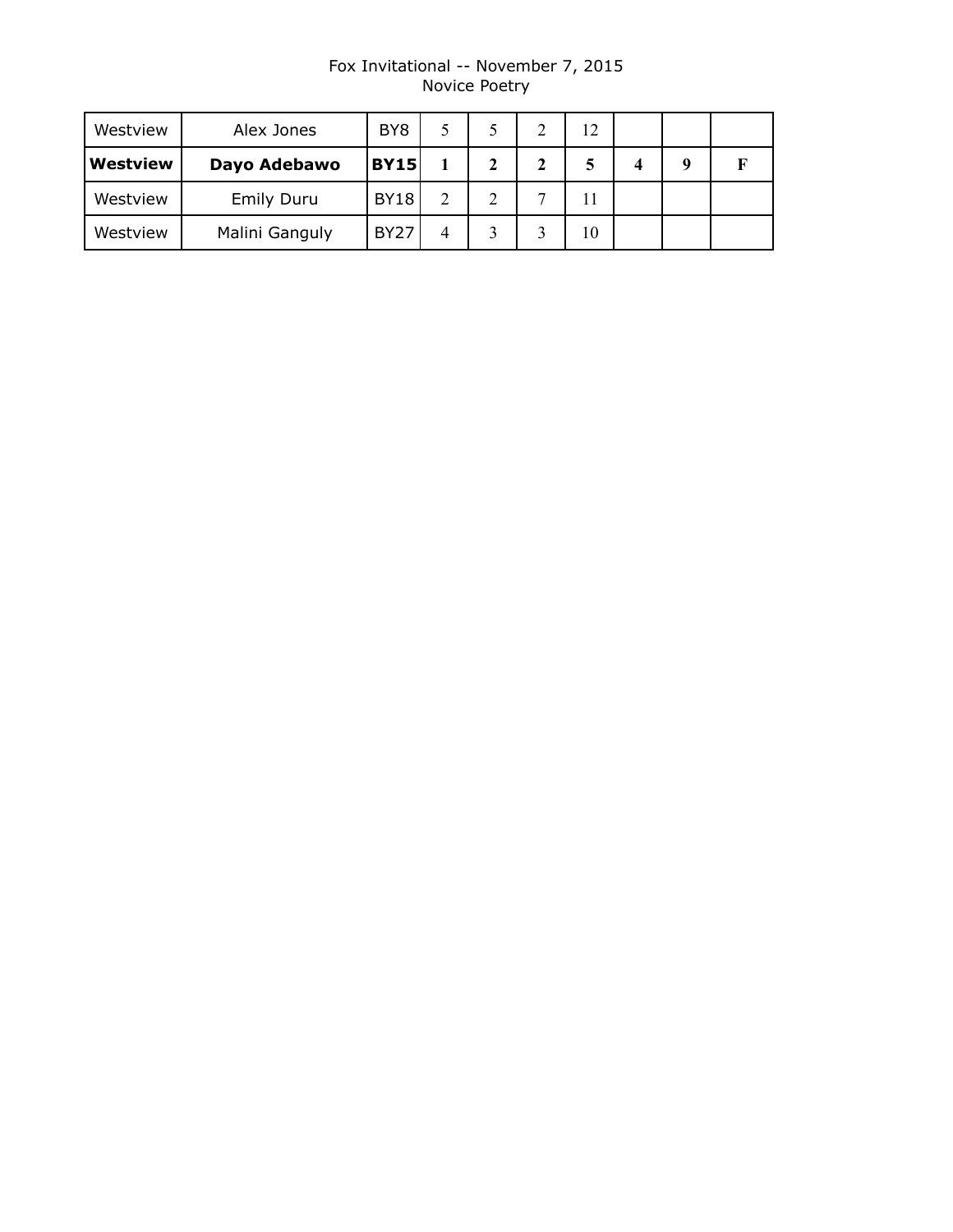Fox Invitational -- November 7, 2015
Novice Poetry

| | | | | | | | | | |
|---|---|---|---|---|---|---|---|---|---|
| Westview | Alex Jones | BY8 | 5 | 5 | 2 | 12 | | | |
| **Westview** | **Dayo Adebawo** | **BY15** | **1** | **2** | **2** | **5** | **4** | **9** | **F** |
| Westview | Emily Duru | BY18 | 2 | 2 | 7 | 11 | | | |
| Westview | Malini Ganguly | BY27 | 4 | 3 | 3 | 10 | | | |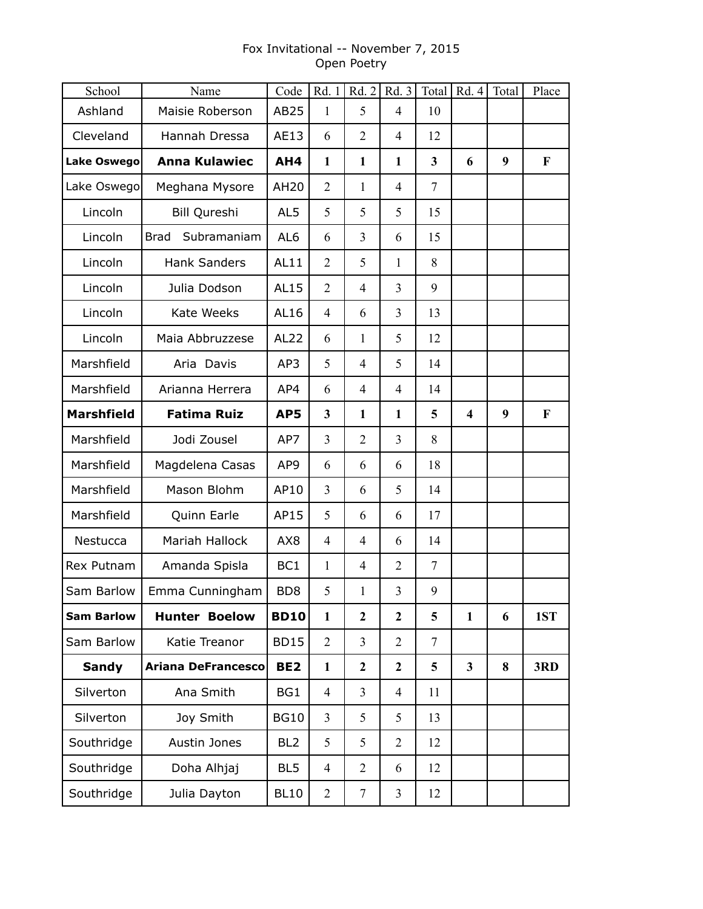Fox Invitational -- November 7, 2015
Open Poetry

| School | Name | Code | Rd. 1 | Rd. 2 | Rd. 3 | Total | Rd. 4 | Total | Place |
|---|---|---|---|---|---|---|---|---|---|
| Ashland | Maisie Roberson | AB25 | 1 | 5 | 4 | 10 | | | |
| Cleveland | Hannah Dressa | AE13 | 6 | 2 | 4 | 12 | | | |
| **Lake Oswego** | **Anna Kulawiec** | **AH4** | **1** | **1** | **1** | **3** | **6** | **9** | **F** |
| Lake Oswego | Meghana Mysore | AH20 | 2 | 1 | 4 | 7 | | | |
| Lincoln | Bill Qureshi | AL5 | 5 | 5 | 5 | 15 | | | |
| Lincoln | Brad Subramaniam | AL6 | 6 | 3 | 6 | 15 | | | |
| Lincoln | Hank Sanders | AL11 | 2 | 5 | 1 | 8 | | | |
| Lincoln | Julia Dodson | AL15 | 2 | 4 | 3 | 9 | | | |
| Lincoln | Kate Weeks | AL16 | 4 | 6 | 3 | 13 | | | |
| Lincoln | Maia Abbruzzese | AL22 | 6 | 1 | 5 | 12 | | | |
| Marshfield | Aria Davis | AP3 | 5 | 4 | 5 | 14 | | | |
| Marshfield | Arianna Herrera | AP4 | 6 | 4 | 4 | 14 | | | |
| **Marshfield** | **Fatima Ruiz** | **AP5** | **3** | **1** | **1** | **5** | **4** | **9** | **F** |
| Marshfield | Jodi Zousel | AP7 | 3 | 2 | 3 | 8 | | | |
| Marshfield | Magdelena Casas | AP9 | 6 | 6 | 6 | 18 | | | |
| Marshfield | Mason Blohm | AP10 | 3 | 6 | 5 | 14 | | | |
| Marshfield | Quinn Earle | AP15 | 5 | 6 | 6 | 17 | | | |
| Nestucca | Mariah Hallock | AX8 | 4 | 4 | 6 | 14 | | | |
| Rex Putnam | Amanda Spisla | BC1 | 1 | 4 | 2 | 7 | | | |
| Sam Barlow | Emma Cunningham | BD8 | 5 | 1 | 3 | 9 | | | |
| **Sam Barlow** | **Hunter Boelow** | **BD10** | **1** | **2** | **2** | **5** | **1** | **6** | **1ST** |
| Sam Barlow | Katie Treanor | BD15 | 2 | 3 | 2 | 7 | | | |
| **Sandy** | **Ariana DeFrancesco** | **BE2** | **1** | **2** | **2** | **5** | **3** | **8** | **3RD** |
| Silverton | Ana Smith | BG1 | 4 | 3 | 4 | 11 | | | |
| Silverton | Joy Smith | BG10 | 3 | 5 | 5 | 13 | | | |
| Southridge | Austin Jones | BL2 | 5 | 5 | 2 | 12 | | | |
| Southridge | Doha Alhjaj | BL5 | 4 | 2 | 6 | 12 | | | |
| Southridge | Julia Dayton | BL10 | 2 | 7 | 3 | 12 | | | |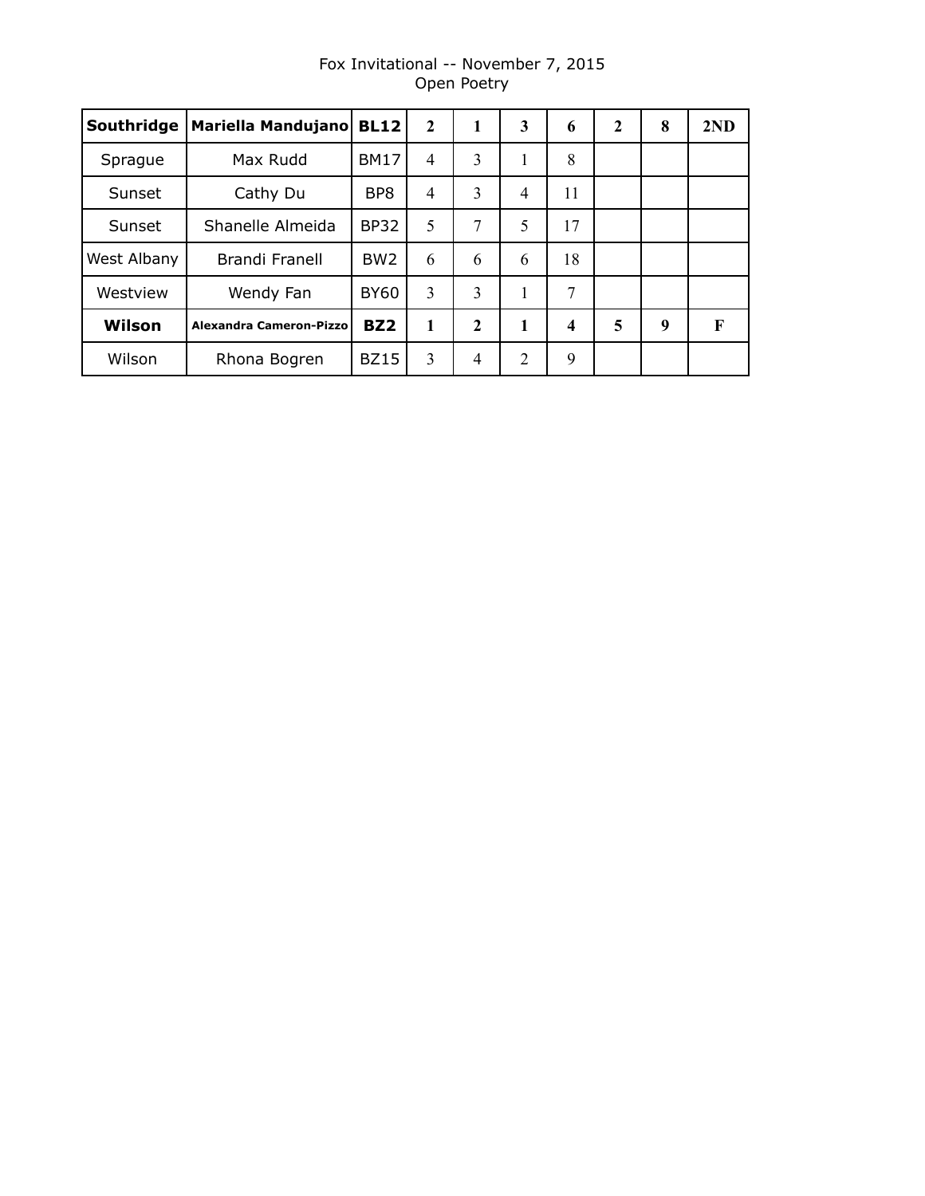Fox Invitational -- November 7, 2015

Open Poetry

| | | | | | | | | | |
|---|---|---|---|---|---|---|---|---|---|
| **Southridge** | **Mariella Mandujano** | **BL12** | **2** | **1** | **3** | **6** | **2** | **8** | **2ND** |
| Sprague | Max Rudd | BM17 | 4 | 3 | 1 | 8 | | | |
| Sunset | Cathy Du | BP8 | 4 | 3 | 4 | 11 | | | |
| Sunset | Shanelle Almeida | BP32 | 5 | 7 | 5 | 17 | | | |
| West Albany | Brandi Franell | BW2 | 6 | 6 | 6 | 18 | | | |
| Westview | Wendy Fan | BY60 | 3 | 3 | 1 | 7 | | | |
| **Wilson** | **Alexandra Cameron-Pizzo** | **BZ2** | **1** | **2** | **1** | **4** | **5** | **9** | **F** |
| Wilson | Rhona Bogren | BZ15 | 3 | 4 | 2 | 9 | | | |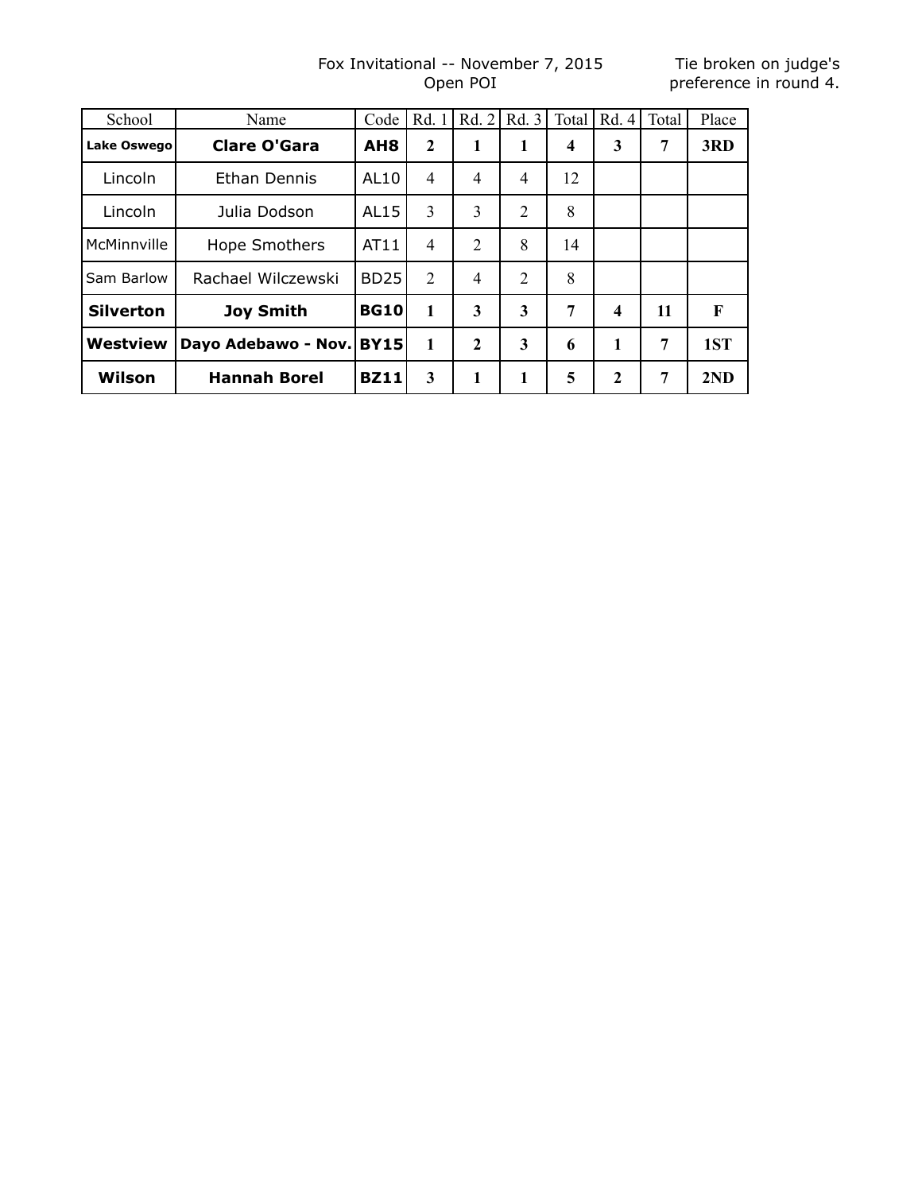Fox Invitational -- November 7, 2015
Open POI

Tie broken on judge's preference in round 4.

| School | Name | Code | Rd. 1 | Rd. 2 | Rd. 3 | Total | Rd. 4 | Total | Place |
|---|---|---|---|---|---|---|---|---|---|
| **Lake Oswego** | **Clare O'Gara** | **AH8** | **2** | **1** | **1** | **4** | **3** | **7** | **3RD** |
| Lincoln | Ethan Dennis | AL10 | 4 | 4 | 4 | 12 | | | |
| Lincoln | Julia Dodson | AL15 | 3 | 3 | 2 | 8 | | | |
| McMinnville | Hope Smothers | AT11 | 4 | 2 | 8 | 14 | | | |
| Sam Barlow | Rachael Wilczewski | BD25 | 2 | 4 | 2 | 8 | | | |
| **Silverton** | **Joy Smith** | **BG10** | **1** | **3** | **3** | **7** | **4** | **11** | **F** |
| **Westview** | **Dayo Adebawo - Nov.** | **BY15** | **1** | **2** | **3** | **6** | **1** | **7** | **1ST** |
| **Wilson** | **Hannah Borel** | **BZ11** | **3** | **1** | **1** | **5** | **2** | **7** | **2ND** |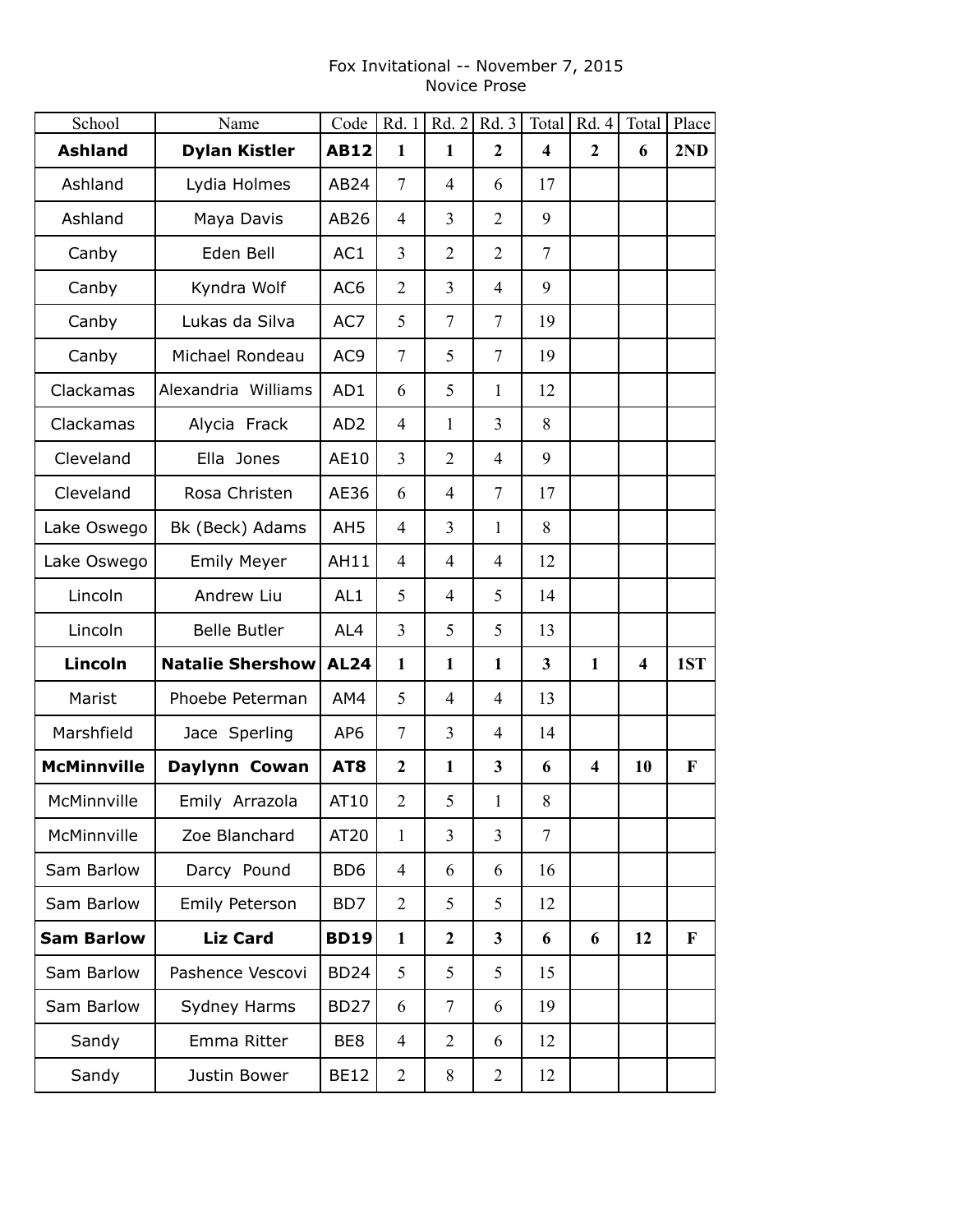Fox Invitational -- November 7, 2015
Novice Prose

| School | Name | Code | Rd. 1 | Rd. 2 | Rd. 3 | Total | Rd. 4 | Total | Place |
|---|---|---|---|---|---|---|---|---|---|
| **Ashland** | **Dylan Kistler** | **AB12** | **1** | **1** | **2** | **4** | **2** | **6** | **2ND** |
| Ashland | Lydia Holmes | AB24 | 7 | 4 | 6 | 17 | | | |
| Ashland | Maya Davis | AB26 | 4 | 3 | 2 | 9 | | | |
| Canby | Eden Bell | AC1 | 3 | 2 | 2 | 7 | | | |
| Canby | Kyndra Wolf | AC6 | 2 | 3 | 4 | 9 | | | |
| Canby | Lukas da Silva | AC7 | 5 | 7 | 7 | 19 | | | |
| Canby | Michael Rondeau | AC9 | 7 | 5 | 7 | 19 | | | |
| Clackamas | Alexandria Williams | AD1 | 6 | 5 | 1 | 12 | | | |
| Clackamas | Alycia Frack | AD2 | 4 | 1 | 3 | 8 | | | |
| Cleveland | Ella Jones | AE10 | 3 | 2 | 4 | 9 | | | |
| Cleveland | Rosa Christen | AE36 | 6 | 4 | 7 | 17 | | | |
| Lake Oswego | Bk (Beck) Adams | AH5 | 4 | 3 | 1 | 8 | | | |
| Lake Oswego | Emily Meyer | AH11 | 4 | 4 | 4 | 12 | | | |
| Lincoln | Andrew Liu | AL1 | 5 | 4 | 5 | 14 | | | |
| Lincoln | Belle Butler | AL4 | 3 | 5 | 5 | 13 | | | |
| **Lincoln** | **Natalie Shershow** | **AL24** | **1** | **1** | **1** | **3** | **1** | **4** | **1ST** |
| Marist | Phoebe Peterman | AM4 | 5 | 4 | 4 | 13 | | | |
| Marshfield | Jace Sperling | AP6 | 7 | 3 | 4 | 14 | | | |
| **McMinnville** | **Daylynn Cowan** | **AT8** | **2** | **1** | **3** | **6** | **4** | **10** | **F** |
| McMinnville | Emily Arrazola | AT10 | 2 | 5 | 1 | 8 | | | |
| McMinnville | Zoe Blanchard | AT20 | 1 | 3 | 3 | 7 | | | |
| Sam Barlow | Darcy Pound | BD6 | 4 | 6 | 6 | 16 | | | |
| Sam Barlow | Emily Peterson | BD7 | 2 | 5 | 5 | 12 | | | |
| **Sam Barlow** | **Liz Card** | **BD19** | **1** | **2** | **3** | **6** | **6** | **12** | **F** |
| Sam Barlow | Pashence Vescovi | BD24 | 5 | 5 | 5 | 15 | | | |
| Sam Barlow | Sydney Harms | BD27 | 6 | 7 | 6 | 19 | | | |
| Sandy | Emma Ritter | BE8 | 4 | 2 | 6 | 12 | | | |
| Sandy | Justin Bower | BE12 | 2 | 8 | 2 | 12 | | | |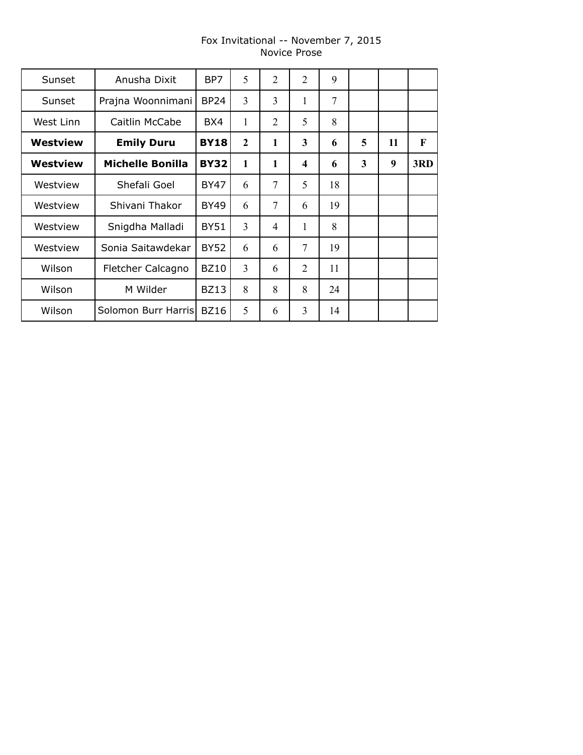Fox Invitational -- November 7, 2015
Novice Prose

| | | | | | | | | | |
|---|---|---|---|---|---|---|---|---|---|
| Sunset | Anusha Dixit | BP7 | 5 | 2 | 2 | 9 | | | |
| Sunset | Prajna Woonnimani | BP24 | 3 | 3 | 1 | 7 | | | |
| West Linn | Caitlin McCabe | BX4 | 1 | 2 | 5 | 8 | | | |
| **Westview** | **Emily Duru** | **BY18** | **2** | **1** | **3** | **6** | **5** | **11** | **F** |
| **Westview** | **Michelle Bonilla** | **BY32** | **1** | **1** | **4** | **6** | **3** | **9** | **3RD** |
| Westview | Shefali Goel | BY47 | 6 | 7 | 5 | 18 | | | |
| Westview | Shivani Thakor | BY49 | 6 | 7 | 6 | 19 | | | |
| Westview | Snigdha Malladi | BY51 | 3 | 4 | 1 | 8 | | | |
| Westview | Sonia Saitawdekar | BY52 | 6 | 6 | 7 | 19 | | | |
| Wilson | Fletcher Calcagno | BZ10 | 3 | 6 | 2 | 11 | | | |
| Wilson | M Wilder | BZ13 | 8 | 8 | 8 | 24 | | | |
| Wilson | Solomon Burr Harris | BZ16 | 5 | 6 | 3 | 14 | | | |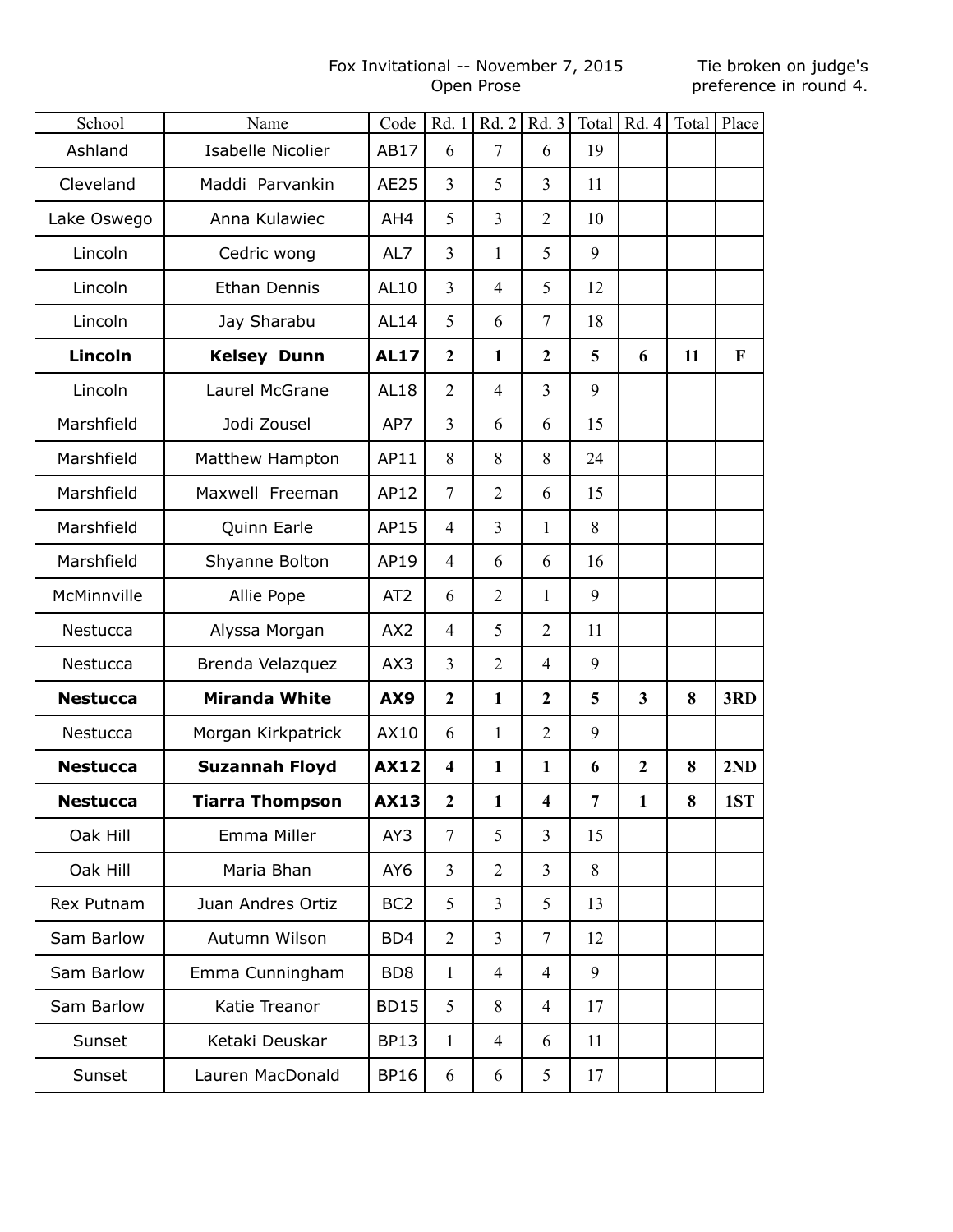Fox Invitational -- November 7, 2015
Open Prose

Tie broken on judge's preference in round 4.

| School | Name | Code | Rd. 1 | Rd. 2 | Rd. 3 | Total | Rd. 4 | Total | Place |
|---|---|---|---|---|---|---|---|---|---|
| Ashland | Isabelle Nicolier | AB17 | 6 | 7 | 6 | 19 | | | |
| Cleveland | Maddi Parvankin | AE25 | 3 | 5 | 3 | 11 | | | |
| Lake Oswego | Anna Kulawiec | AH4 | 5 | 3 | 2 | 10 | | | |
| Lincoln | Cedric wong | AL7 | 3 | 1 | 5 | 9 | | | |
| Lincoln | Ethan Dennis | AL10 | 3 | 4 | 5 | 12 | | | |
| Lincoln | Jay Sharabu | AL14 | 5 | 6 | 7 | 18 | | | |
| **Lincoln** | **Kelsey Dunn** | **AL17** | **2** | **1** | **2** | **5** | **6** | **11** | **F** |
| Lincoln | Laurel McGrane | AL18 | 2 | 4 | 3 | 9 | | | |
| Marshfield | Jodi Zousel | AP7 | 3 | 6 | 6 | 15 | | | |
| Marshfield | Matthew Hampton | AP11 | 8 | 8 | 8 | 24 | | | |
| Marshfield | Maxwell Freeman | AP12 | 7 | 2 | 6 | 15 | | | |
| Marshfield | Quinn Earle | AP15 | 4 | 3 | 1 | 8 | | | |
| Marshfield | Shyanne Bolton | AP19 | 4 | 6 | 6 | 16 | | | |
| McMinnville | Allie Pope | AT2 | 6 | 2 | 1 | 9 | | | |
| Nestucca | Alyssa Morgan | AX2 | 4 | 5 | 2 | 11 | | | |
| Nestucca | Brenda Velazquez | AX3 | 3 | 2 | 4 | 9 | | | |
| **Nestucca** | **Miranda White** | **AX9** | **2** | **1** | **2** | **5** | **3** | **8** | **3RD** |
| Nestucca | Morgan Kirkpatrick | AX10 | 6 | 1 | 2 | 9 | | | |
| **Nestucca** | **Suzannah Floyd** | **AX12** | **4** | **1** | **1** | **6** | **2** | **8** | **2ND** |
| **Nestucca** | **Tiarra Thompson** | **AX13** | **2** | **1** | **4** | **7** | **1** | **8** | **1ST** |
| Oak Hill | Emma Miller | AY3 | 7 | 5 | 3 | 15 | | | |
| Oak Hill | Maria Bhan | AY6 | 3 | 2 | 3 | 8 | | | |
| Rex Putnam | Juan Andres Ortiz | BC2 | 5 | 3 | 5 | 13 | | | |
| Sam Barlow | Autumn Wilson | BD4 | 2 | 3 | 7 | 12 | | | |
| Sam Barlow | Emma Cunningham | BD8 | 1 | 4 | 4 | 9 | | | |
| Sam Barlow | Katie Treanor | BD15 | 5 | 8 | 4 | 17 | | | |
| Sunset | Ketaki Deuskar | BP13 | 1 | 4 | 6 | 11 | | | |
| Sunset | Lauren MacDonald | BP16 | 6 | 6 | 5 | 17 | | | |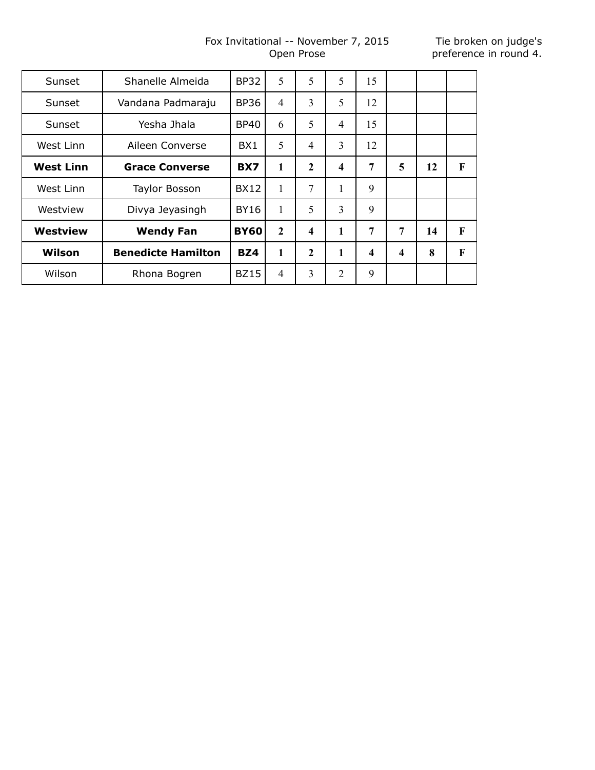Fox Invitational -- November 7, 2015
Open Prose

Tie broken on judge's preference in round 4.

| | | | | | | | | | |
|---|---|---|---|---|---|---|---|---|---|
| Sunset | Shanelle Almeida | BP32 | 5 | 5 | 5 | 15 | | | |
| Sunset | Vandana Padmaraju | BP36 | 4 | 3 | 5 | 12 | | | |
| Sunset | Yesha Jhala | BP40 | 6 | 5 | 4 | 15 | | | |
| West Linn | Aileen Converse | BX1 | 5 | 4 | 3 | 12 | | | |
| **West Linn** | **Grace Converse** | **BX7** | **1** | **2** | **4** | **7** | **5** | **12** | **F** |
| West Linn | Taylor Bosson | BX12 | 1 | 7 | 1 | 9 | | | |
| Westview | Divya Jeyasingh | BY16 | 1 | 5 | 3 | 9 | | | |
| **Westview** | **Wendy Fan** | **BY60** | **2** | **4** | **1** | **7** | **7** | **14** | **F** |
| **Wilson** | **Benedicte Hamilton** | **BZ4** | **1** | **2** | **1** | **4** | **4** | **8** | **F** |
| Wilson | Rhona Bogren | BZ15 | 4 | 3 | 2 | 9 | | | |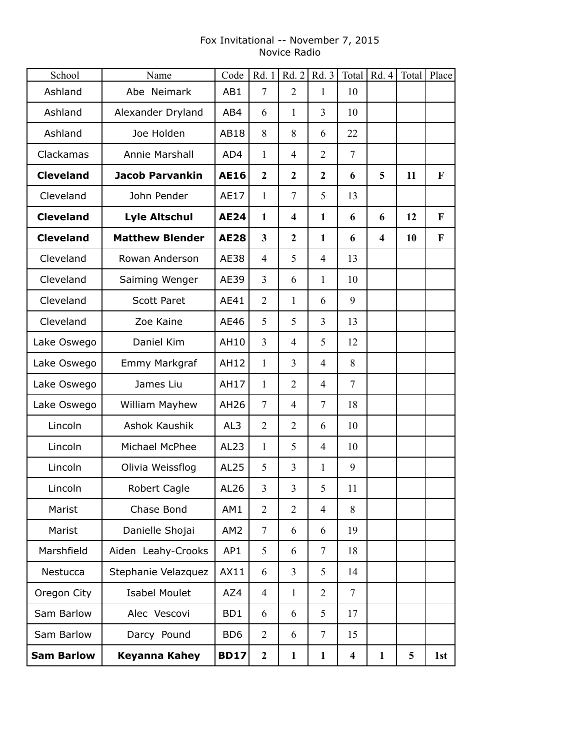Fox Invitational -- November 7, 2015

Novice Radio

| School | Name | Code | Rd. 1 | Rd. 2 | Rd. 3 | Total | Rd. 4 | Total | Place |
|---|---|---|---|---|---|---|---|---|---|
| Ashland | Abe Neimark | AB1 | 7 | 2 | 1 | 10 | | | |
| Ashland | Alexander Dryland | AB4 | 6 | 1 | 3 | 10 | | | |
| Ashland | Joe Holden | AB18 | 8 | 8 | 6 | 22 | | | |
| Clackamas | Annie Marshall | AD4 | 1 | 4 | 2 | 7 | | | |
| **Cleveland** | **Jacob Parvankin** | **AE16** | **2** | **2** | **2** | **6** | **5** | **11** | **F** |
| Cleveland | John Pender | AE17 | 1 | 7 | 5 | 13 | | | |
| **Cleveland** | **Lyle Altschul** | **AE24** | **1** | **4** | **1** | **6** | **6** | **12** | **F** |
| **Cleveland** | **Matthew Blender** | **AE28** | **3** | **2** | **1** | **6** | **4** | **10** | **F** |
| Cleveland | Rowan Anderson | AE38 | 4 | 5 | 4 | 13 | | | |
| Cleveland | Saiming Wenger | AE39 | 3 | 6 | 1 | 10 | | | |
| Cleveland | Scott Paret | AE41 | 2 | 1 | 6 | 9 | | | |
| Cleveland | Zoe Kaine | AE46 | 5 | 5 | 3 | 13 | | | |
| Lake Oswego | Daniel Kim | AH10 | 3 | 4 | 5 | 12 | | | |
| Lake Oswego | Emmy Markgraf | AH12 | 1 | 3 | 4 | 8 | | | |
| Lake Oswego | James Liu | AH17 | 1 | 2 | 4 | 7 | | | |
| Lake Oswego | William Mayhew | AH26 | 7 | 4 | 7 | 18 | | | |
| Lincoln | Ashok Kaushik | AL3 | 2 | 2 | 6 | 10 | | | |
| Lincoln | Michael McPhee | AL23 | 1 | 5 | 4 | 10 | | | |
| Lincoln | Olivia Weissflog | AL25 | 5 | 3 | 1 | 9 | | | |
| Lincoln | Robert Cagle | AL26 | 3 | 3 | 5 | 11 | | | |
| Marist | Chase Bond | AM1 | 2 | 2 | 4 | 8 | | | |
| Marist | Danielle Shojai | AM2 | 7 | 6 | 6 | 19 | | | |
| Marshfield | Aiden Leahy-Crooks | AP1 | 5 | 6 | 7 | 18 | | | |
| Nestucca | Stephanie Velazquez | AX11 | 6 | 3 | 5 | 14 | | | |
| Oregon City | Isabel Moulet | AZ4 | 4 | 1 | 2 | 7 | | | |
| Sam Barlow | Alec Vescovi | BD1 | 6 | 6 | 5 | 17 | | | |
| Sam Barlow | Darcy Pound | BD6 | 2 | 6 | 7 | 15 | | | |
| **Sam Barlow** | **Keyanna Kahey** | **BD17** | **2** | **1** | **1** | **4** | **1** | **5** | **1st** |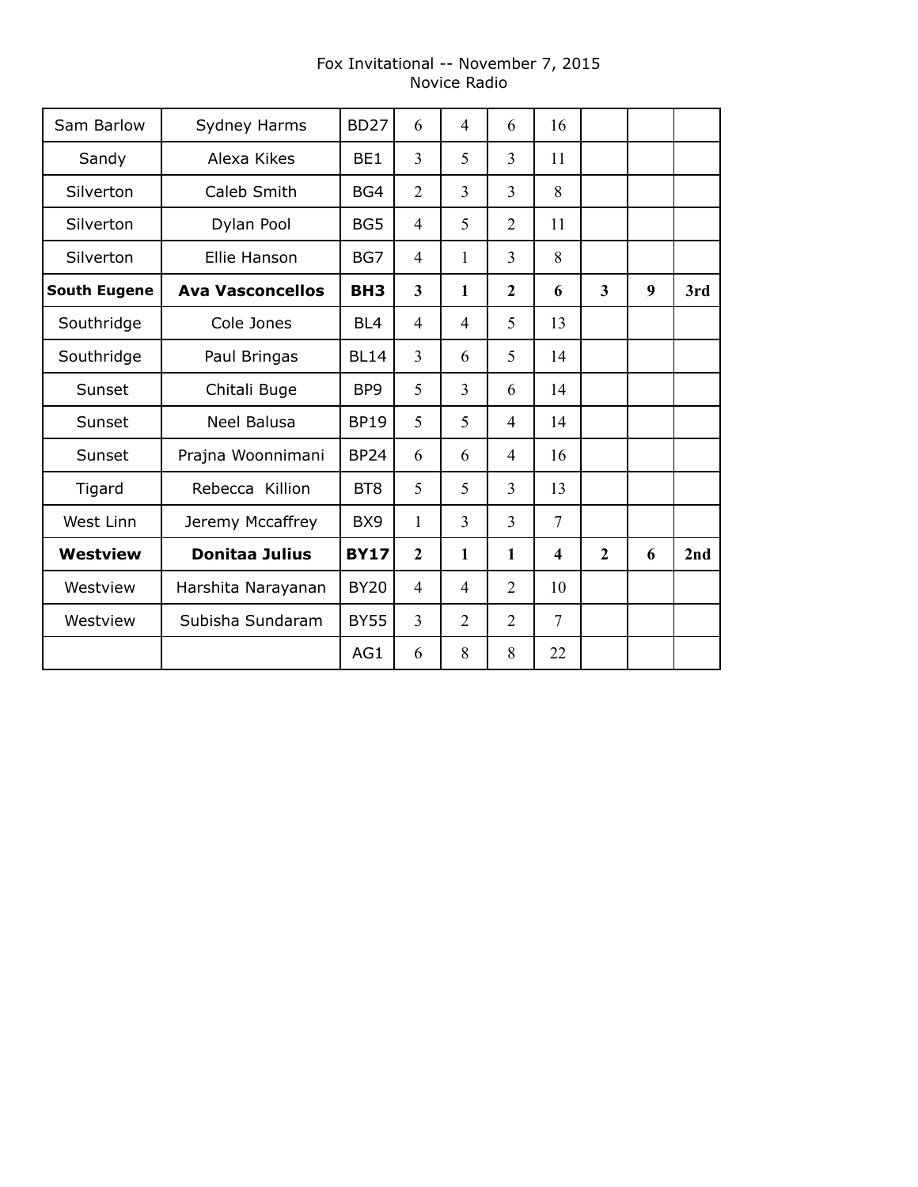Fox Invitational -- November 7, 2015
Novice Radio

| | | | | | | | | | |
|---|---|---|---|---|---|---|---|---|---|
| Sam Barlow | Sydney Harms | BD27 | 6 | 4 | 6 | 16 | | | |
| Sandy | Alexa Kikes | BE1 | 3 | 5 | 3 | 11 | | | |
| Silverton | Caleb Smith | BG4 | 2 | 3 | 3 | 8 | | | |
| Silverton | Dylan Pool | BG5 | 4 | 5 | 2 | 11 | | | |
| Silverton | Ellie Hanson | BG7 | 4 | 1 | 3 | 8 | | | |
| **South Eugene** | **Ava Vasconcellos** | **BH3** | **3** | **1** | **2** | **6** | **3** | **9** | **3rd** |
| Southridge | Cole Jones | BL4 | 4 | 4 | 5 | 13 | | | |
| Southridge | Paul Bringas | BL14 | 3 | 6 | 5 | 14 | | | |
| Sunset | Chitali Buge | BP9 | 5 | 3 | 6 | 14 | | | |
| Sunset | Neel Balusa | BP19 | 5 | 5 | 4 | 14 | | | |
| Sunset | Prajna Woonnimani | BP24 | 6 | 6 | 4 | 16 | | | |
| Tigard | Rebecca Killion | BT8 | 5 | 5 | 3 | 13 | | | |
| West Linn | Jeremy Mccaffrey | BX9 | 1 | 3 | 3 | 7 | | | |
| **Westview** | **Donitaa Julius** | **BY17** | **2** | **1** | **1** | **4** | **2** | **6** | **2nd** |
| Westview | Harshita Narayanan | BY20 | 4 | 4 | 2 | 10 | | | |
| Westview | Subisha Sundaram | BY55 | 3 | 2 | 2 | 7 | | | |
| | | AG1 | 6 | 8 | 8 | 22 | | | |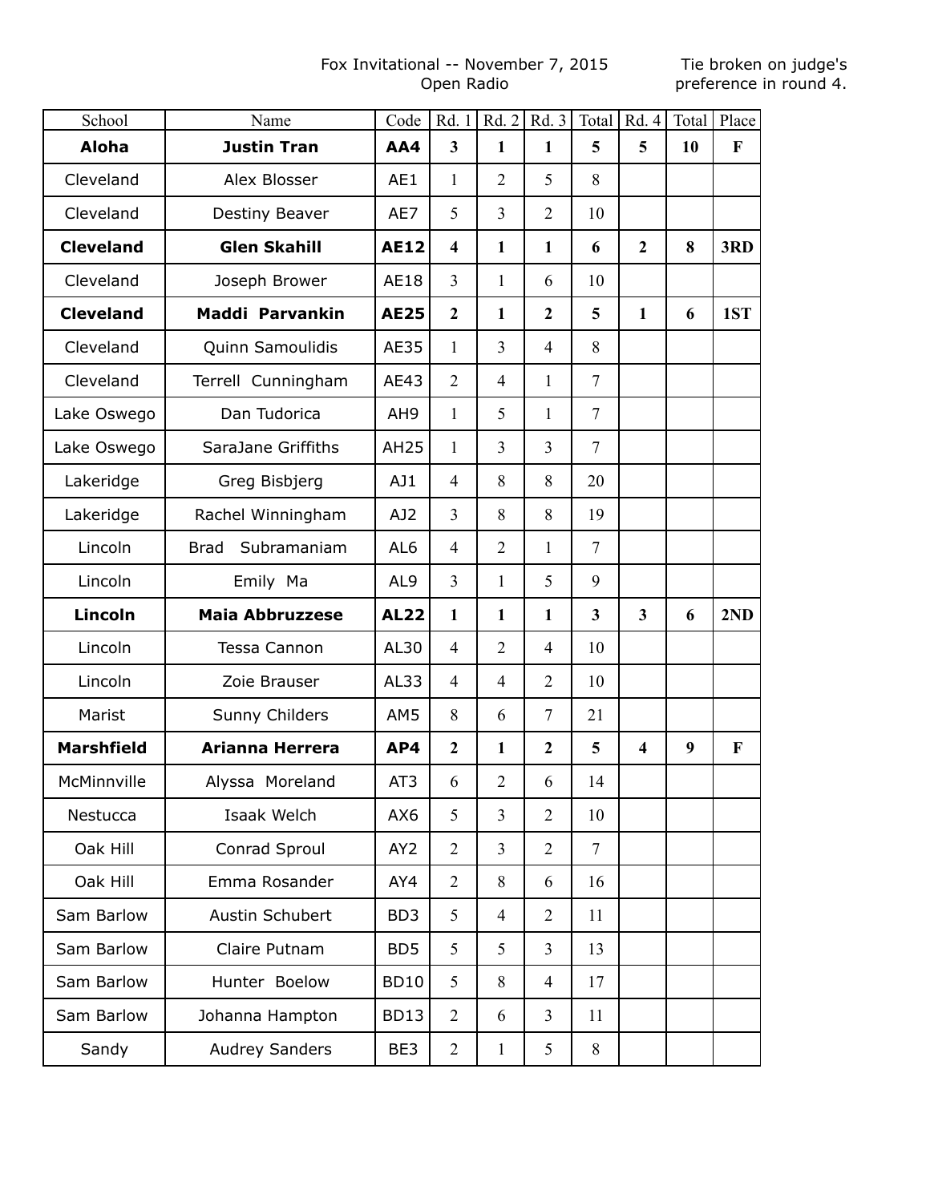Fox Invitational -- November 7, 2015
Open Radio

Tie broken on judge's preference in round 4.

| School | Name | Code | Rd. 1 | Rd. 2 | Rd. 3 | Total | Rd. 4 | Total | Place |
|---|---|---|---|---|---|---|---|---|---|
| **Aloha** | **Justin Tran** | **AA4** | **3** | **1** | **1** | **5** | **5** | **10** | **F** |
| Cleveland | Alex Blosser | AE1 | 1 | 2 | 5 | 8 | | | |
| Cleveland | Destiny Beaver | AE7 | 5 | 3 | 2 | 10 | | | |
| **Cleveland** | **Glen Skahill** | **AE12** | **4** | **1** | **1** | **6** | **2** | **8** | **3RD** |
| Cleveland | Joseph Brower | AE18 | 3 | 1 | 6 | 10 | | | |
| **Cleveland** | **Maddi Parvankin** | **AE25** | **2** | **1** | **2** | **5** | **1** | **6** | **1ST** |
| Cleveland | Quinn Samoulidis | AE35 | 1 | 3 | 4 | 8 | | | |
| Cleveland | Terrell Cunningham | AE43 | 2 | 4 | 1 | 7 | | | |
| Lake Oswego | Dan Tudorica | AH9 | 1 | 5 | 1 | 7 | | | |
| Lake Oswego | SaraJane Griffiths | AH25 | 1 | 3 | 3 | 7 | | | |
| Lakeridge | Greg Bisbjerg | AJ1 | 4 | 8 | 8 | 20 | | | |
| Lakeridge | Rachel Winningham | AJ2 | 3 | 8 | 8 | 19 | | | |
| Lincoln | Brad Subramaniam | AL6 | 4 | 2 | 1 | 7 | | | |
| Lincoln | Emily Ma | AL9 | 3 | 1 | 5 | 9 | | | |
| **Lincoln** | **Maia Abbruzzese** | **AL22** | **1** | **1** | **1** | **3** | **3** | **6** | **2ND** |
| Lincoln | Tessa Cannon | AL30 | 4 | 2 | 4 | 10 | | | |
| Lincoln | Zoie Brauser | AL33 | 4 | 4 | 2 | 10 | | | |
| Marist | Sunny Childers | AM5 | 8 | 6 | 7 | 21 | | | |
| **Marshfield** | **Arianna Herrera** | **AP4** | **2** | **1** | **2** | **5** | **4** | **9** | **F** |
| McMinnville | Alyssa Moreland | AT3 | 6 | 2 | 6 | 14 | | | |
| Nestucca | Isaak Welch | AX6 | 5 | 3 | 2 | 10 | | | |
| Oak Hill | Conrad Sproul | AY2 | 2 | 3 | 2 | 7 | | | |
| Oak Hill | Emma Rosander | AY4 | 2 | 8 | 6 | 16 | | | |
| Sam Barlow | Austin Schubert | BD3 | 5 | 4 | 2 | 11 | | | |
| Sam Barlow | Claire Putnam | BD5 | 5 | 5 | 3 | 13 | | | |
| Sam Barlow | Hunter Boelow | BD10 | 5 | 8 | 4 | 17 | | | |
| Sam Barlow | Johanna Hampton | BD13 | 2 | 6 | 3 | 11 | | | |
| Sandy | Audrey Sanders | BE3 | 2 | 1 | 5 | 8 | | | |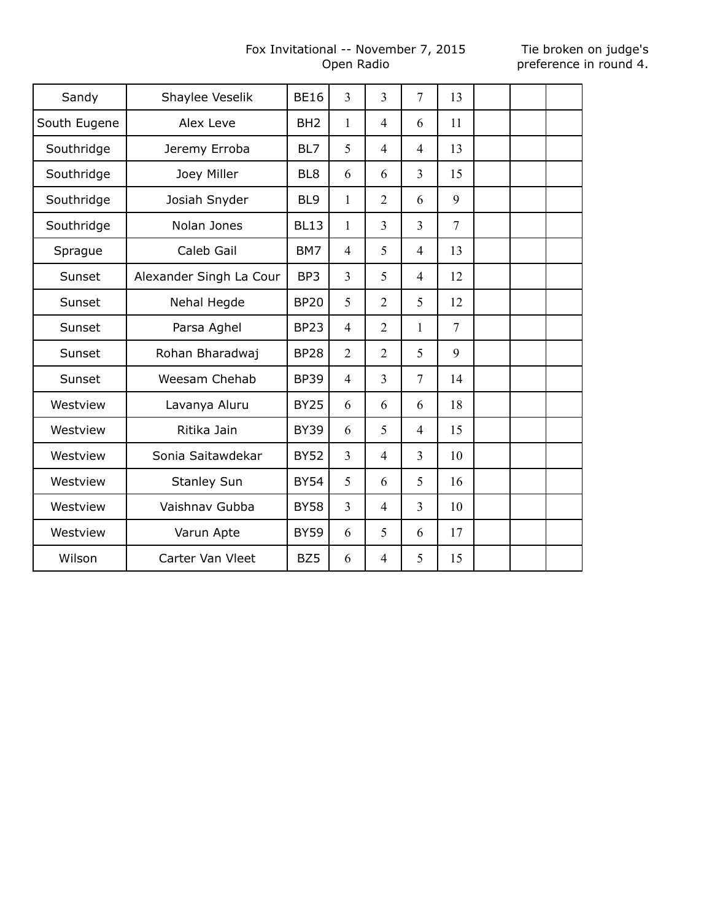Fox Invitational -- November 7, 2015
Open Radio

Tie broken on judge's preference in round 4.

| | | | | | | | | | |
|---|---|---|---|---|---|---|---|---|---|
| Sandy | Shaylee Veselik | BE16 | 3 | 3 | 7 | 13 | | | |
| South Eugene | Alex Leve | BH2 | 1 | 4 | 6 | 11 | | | |
| Southridge | Jeremy Erroba | BL7 | 5 | 4 | 4 | 13 | | | |
| Southridge | Joey Miller | BL8 | 6 | 6 | 3 | 15 | | | |
| Southridge | Josiah Snyder | BL9 | 1 | 2 | 6 | 9 | | | |
| Southridge | Nolan Jones | BL13 | 1 | 3 | 3 | 7 | | | |
| Sprague | Caleb Gail | BM7 | 4 | 5 | 4 | 13 | | | |
| Sunset | Alexander Singh La Cour | BP3 | 3 | 5 | 4 | 12 | | | |
| Sunset | Nehal Hegde | BP20 | 5 | 2 | 5 | 12 | | | |
| Sunset | Parsa Aghel | BP23 | 4 | 2 | 1 | 7 | | | |
| Sunset | Rohan Bharadwaj | BP28 | 2 | 2 | 5 | 9 | | | |
| Sunset | Weesam Chehab | BP39 | 4 | 3 | 7 | 14 | | | |
| Westview | Lavanya Aluru | BY25 | 6 | 6 | 6 | 18 | | | |
| Westview | Ritika Jain | BY39 | 6 | 5 | 4 | 15 | | | |
| Westview | Sonia Saitawdekar | BY52 | 3 | 4 | 3 | 10 | | | |
| Westview | Stanley Sun | BY54 | 5 | 6 | 5 | 16 | | | |
| Westview | Vaishnav Gubba | BY58 | 3 | 4 | 3 | 10 | | | |
| Westview | Varun Apte | BY59 | 6 | 5 | 6 | 17 | | | |
| Wilson | Carter Van Vleet | BZ5 | 6 | 4 | 5 | 15 | | | |